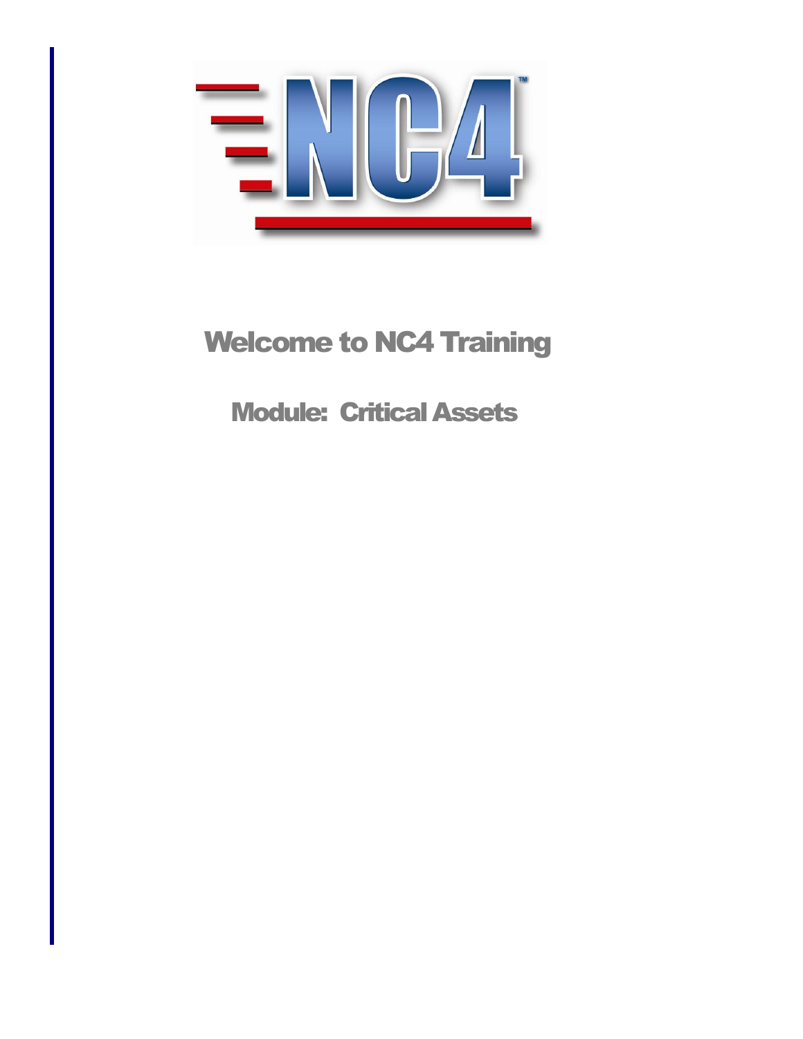# Welcome to NC4 Training

## Module: Critical Assets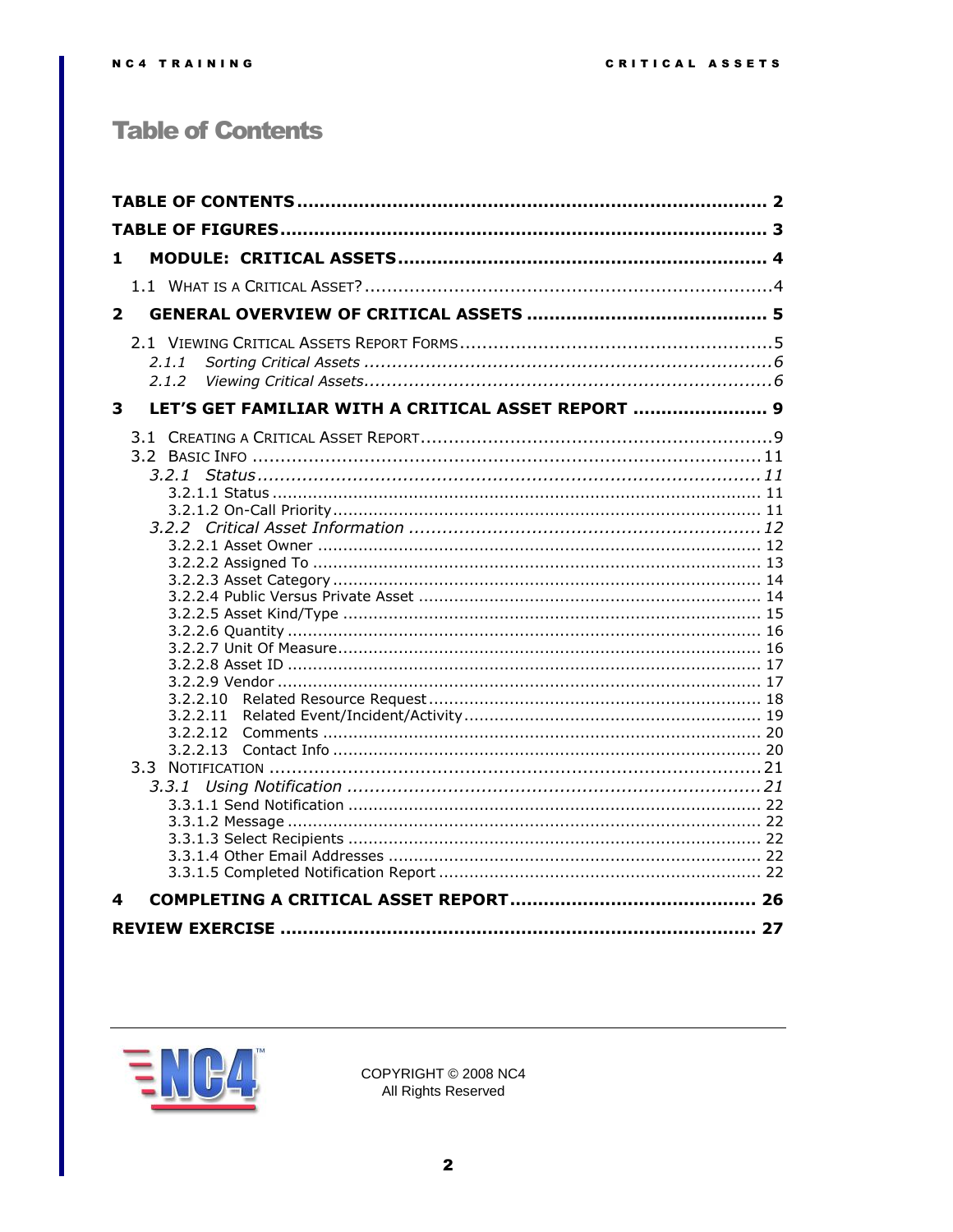# Table of Contents

**TABLE OF CONTENTS** .................................................................................. 2

**TABLE OF FIGURES** .................................................................................... 3

**1 MODULE: CRITICAL ASSETS** ................................................................. 4

- 1.1 WHAT IS A CRITICAL ASSET? .........................................................................4

**2 GENERAL OVERVIEW OF CRITICAL ASSETS** .......................................... 5

- 2.1 VIEWING CRITICAL ASSETS REPORT FORMS ........................................................5
  - *2.1.1 Sorting Critical Assets* ..........................................................................6
  - *2.1.2 Viewing Critical Assets*..........................................................................6

**3 LET'S GET FAMILIAR WITH A CRITICAL ASSET REPORT** ........................ 9

- 3.1 CREATING A CRITICAL ASSET REPORT................................................................9
- 3.2 BASIC INFO ............................................................................................11
  - *3.2.1 Status*............................................................................................11
    - 3.2.1.1 Status ................................................................................... 11
    - 3.2.1.2 On-Call Priority....................................................................... 11
  - *3.2.2 Critical Asset Information* ................................................................12
    - 3.2.2.1 Asset Owner .......................................................................... 12
    - 3.2.2.2 Assigned To ........................................................................... 13
    - 3.2.2.3 Asset Category ....................................................................... 14
    - 3.2.2.4 Public Versus Private Asset ...................................................... 14
    - 3.2.2.5 Asset Kind/Type ..................................................................... 15
    - 3.2.2.6 Quantity ................................................................................ 16
    - 3.2.2.7 Unit Of Measure...................................................................... 16
    - 3.2.2.8 Asset ID ................................................................................ 17
    - 3.2.2.9 Vendor .................................................................................. 17
    - 3.2.2.10 Related Resource Request ..................................................... 18
    - 3.2.2.11 Related Event/Incident/Activity.............................................. 19
    - 3.2.2.12 Comments ........................................................................... 20
    - 3.2.2.13 Contact Info ......................................................................... 20
- 3.3 NOTIFICATION .........................................................................................21
  - *3.3.1 Using Notification* ...........................................................................21
    - 3.3.1.1 Send Notification .................................................................... 22
    - 3.3.1.2 Message ................................................................................ 22
    - 3.3.1.3 Select Recipients .................................................................... 22
    - 3.3.1.4 Other Email Addresses ............................................................ 22
    - 3.3.1.5 Completed Notification Report ................................................. 22

**4 COMPLETING A CRITICAL ASSET REPORT** ........................................... 26

**REVIEW EXERCISE** .................................................................................... 27

COPYRIGHT © 2008 NC4
All Rights Reserved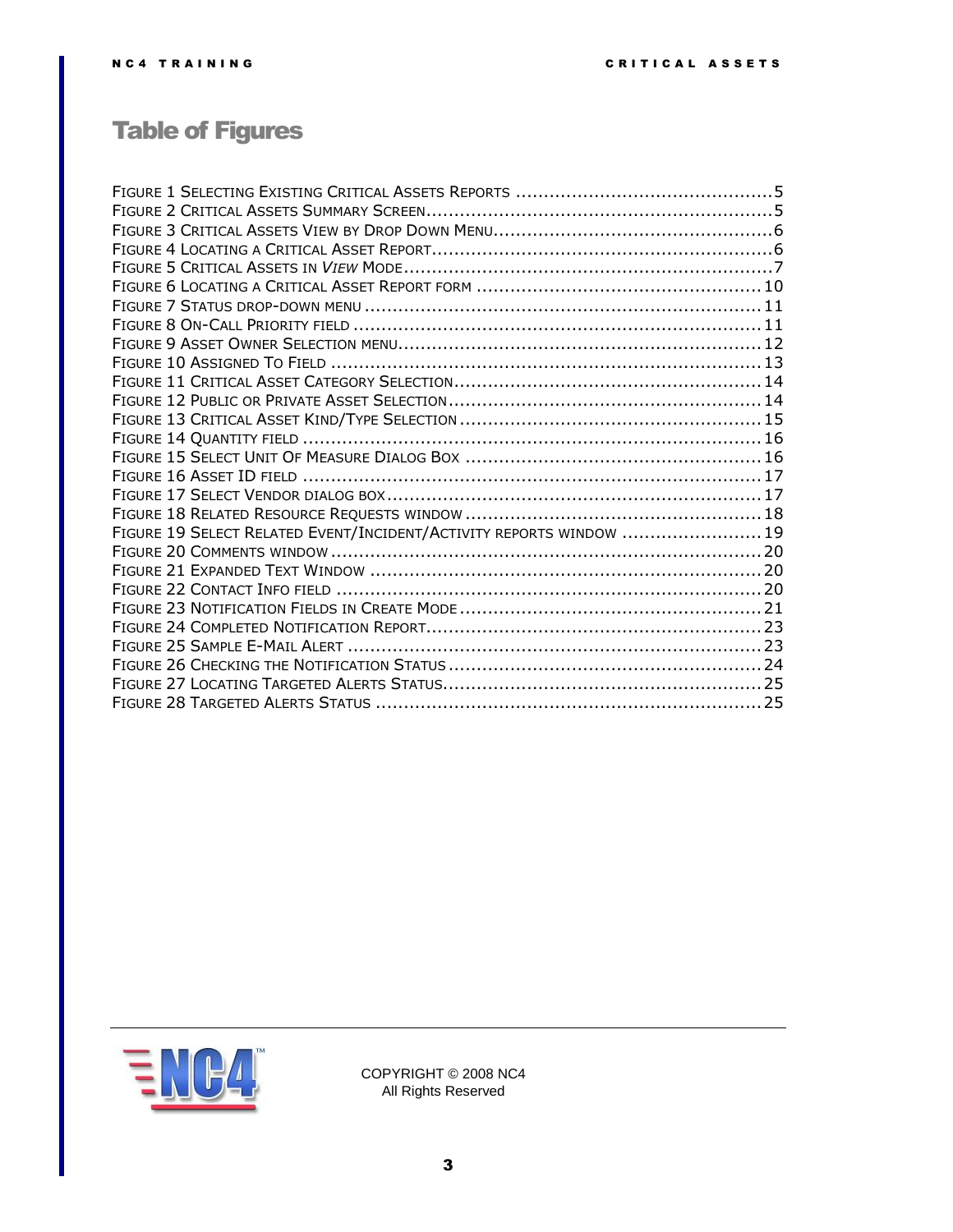# Table of Figures

- Figure 1 Selecting Existing Critical Assets Reports .......... 5
- Figure 2 Critical Assets Summary Screen .......... 5
- Figure 3 Critical Assets View by Drop Down Menu .......... 6
- Figure 4 Locating a Critical Asset Report .......... 6
- Figure 5 Critical Assets in *View* Mode .......... 7
- Figure 6 Locating a Critical Asset Report form .......... 10
- Figure 7 Status drop-down menu .......... 11
- Figure 8 On-Call Priority field .......... 11
- Figure 9 Asset Owner Selection menu .......... 12
- Figure 10 Assigned To Field .......... 13
- Figure 11 Critical Asset Category Selection .......... 14
- Figure 12 Public or Private Asset Selection .......... 14
- Figure 13 Critical Asset Kind/Type Selection .......... 15
- Figure 14 Quantity field .......... 16
- Figure 15 Select Unit Of Measure Dialog Box .......... 16
- Figure 16 Asset ID field .......... 17
- Figure 17 Select Vendor dialog box .......... 17
- Figure 18 Related Resource Requests window .......... 18
- Figure 19 Select Related Event/Incident/Activity reports window .......... 19
- Figure 20 Comments window .......... 20
- Figure 21 Expanded Text Window .......... 20
- Figure 22 Contact Info field .......... 20
- Figure 23 Notification Fields in Create Mode .......... 21
- Figure 24 Completed Notification Report .......... 23
- Figure 25 Sample E-Mail Alert .......... 23
- Figure 26 Checking the Notification Status .......... 24
- Figure 27 Locating Targeted Alerts Status .......... 25
- Figure 28 Targeted Alerts Status .......... 25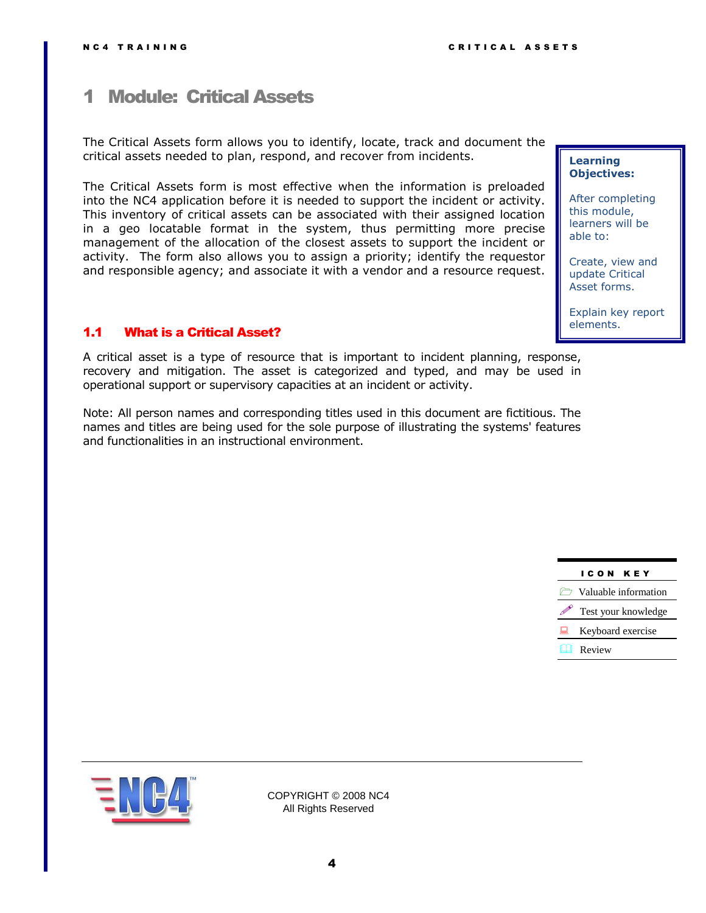# 1 Module: Critical Assets

The Critical Assets form allows you to identify, locate, track and document the critical assets needed to plan, respond, and recover from incidents.

The Critical Assets form is most effective when the information is preloaded into the NC4 application before it is needed to support the incident or activity. This inventory of critical assets can be associated with their assigned location in a geo locatable format in the system, thus permitting more precise management of the allocation of the closest assets to support the incident or activity. The form also allows you to assign a priority; identify the requestor and responsible agency; and associate it with a vendor and a resource request.

**Learning Objectives:**

After completing this module, learners will be able to:

Create, view and update Critical Asset forms.

Explain key report elements.

## 1.1 What is a Critical Asset?

A critical asset is a type of resource that is important to incident planning, response, recovery and mitigation. The asset is categorized and typed, and may be used in operational support or supervisory capacities at an incident or activity.

Note: All person names and corresponding titles used in this document are fictitious. The names and titles are being used for the sole purpose of illustrating the systems' features and functionalities in an instructional environment.

| ICON KEY |
| --- |
| Valuable information |
| Test your knowledge |
| Keyboard exercise |
| Review |

COPYRIGHT © 2008 NC4
All Rights Reserved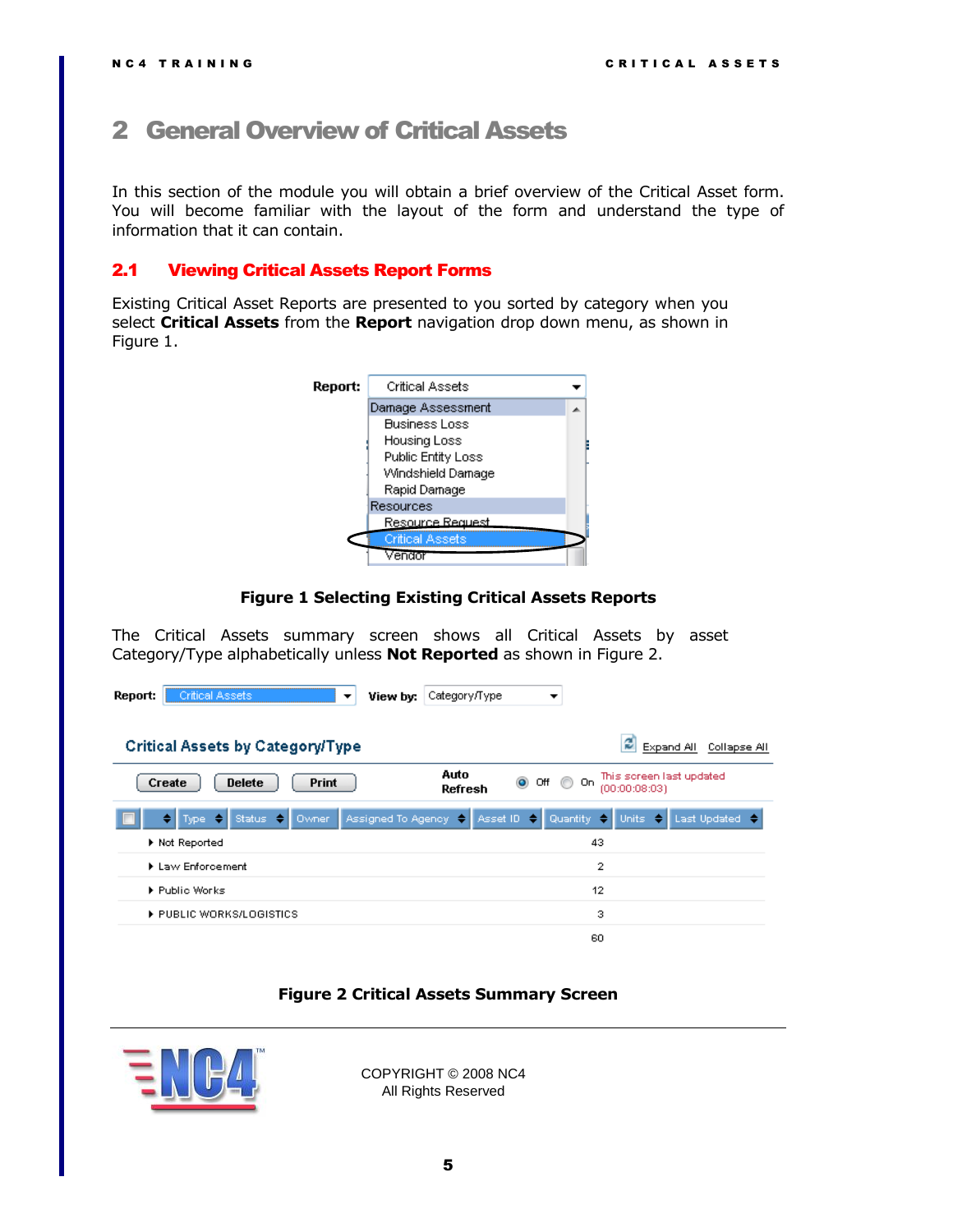# 2 General Overview of Critical Assets

In this section of the module you will obtain a brief overview of the Critical Asset form. You will become familiar with the layout of the form and understand the type of information that it can contain.

## 2.1 Viewing Critical Assets Report Forms

Existing Critical Asset Reports are presented to you sorted by category when you select **Critical Assets** from the **Report** navigation drop down menu, as shown in Figure 1.

**Figure 1 Selecting Existing Critical Assets Reports**

The Critical Assets summary screen shows all Critical Assets by asset Category/Type alphabetically unless **Not Reported** as shown in Figure 2.

**Figure 2 Critical Assets Summary Screen**

COPYRIGHT © 2008 NC4
All Rights Reserved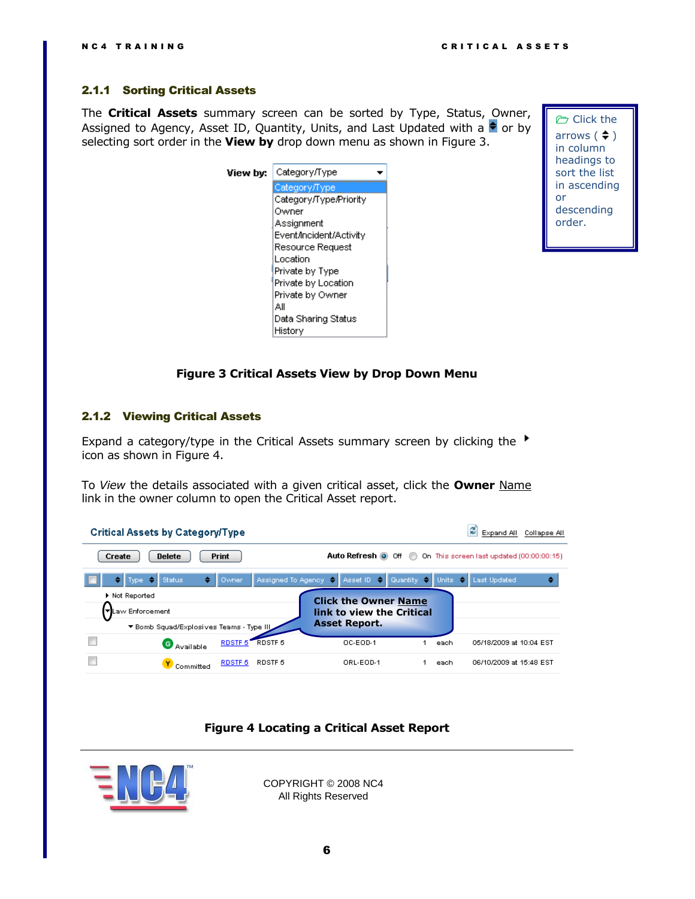### 2.1.1 Sorting Critical Assets

The **Critical Assets** summary screen can be sorted by Type, Status, Owner, Assigned to Agency, Asset ID, Quantity, Units, and Last Updated with a ⬍ or by selecting sort order in the **View by** drop down menu as shown in Figure 3.

> Click the arrows ( ⬍ ) in column headings to sort the list in ascending or descending order.

**View by:** Category/Type

- Category/Type
- Category/Type/Priority
- Owner
- Assignment
- Event/Incident/Activity
- Resource Request
- Location
- Private by Type
- Private by Location
- Private by Owner
- All
- Data Sharing Status
- History

**Figure 3 Critical Assets View by Drop Down Menu**

### 2.1.2 Viewing Critical Assets

Expand a category/type in the Critical Assets summary screen by clicking the ▸ icon as shown in Figure 4.

To *View* the details associated with a given critical asset, click the **Owner** Name link in the owner column to open the Critical Asset report.

**Critical Assets by Category/Type** — Expand All  Collapse All

Create | Delete | Print — Auto Refresh ◉ Off ○ On — This screen last updated (00:00:00:15)

|  | Type | Status | Owner | Assigned To Agency | Asset ID | Quantity | Units | Last Updated |
|---|---|---|---|---|---|---|---|---|
| ▸ Not Reported | | | | | | | | |
| ▾ Law Enforcement | | | | | | | | |
| ▾ Bomb Squad/Explosives Teams - Type III | | | | | | | | |
| ☐ | | Available | RDSTF 5 | RDSTF 5 | OC-EOD-1 | 1 | each | 05/18/2009 at 10:04 EST |
| ☐ | | Committed | RDSTF 5 | RDSTF 5 | ORL-EOD-1 | 1 | each | 06/10/2009 at 15:48 EST |

Click the Owner Name link to view the Critical Asset Report.

**Figure 4 Locating a Critical Asset Report**

COPYRIGHT © 2008 NC4
All Rights Reserved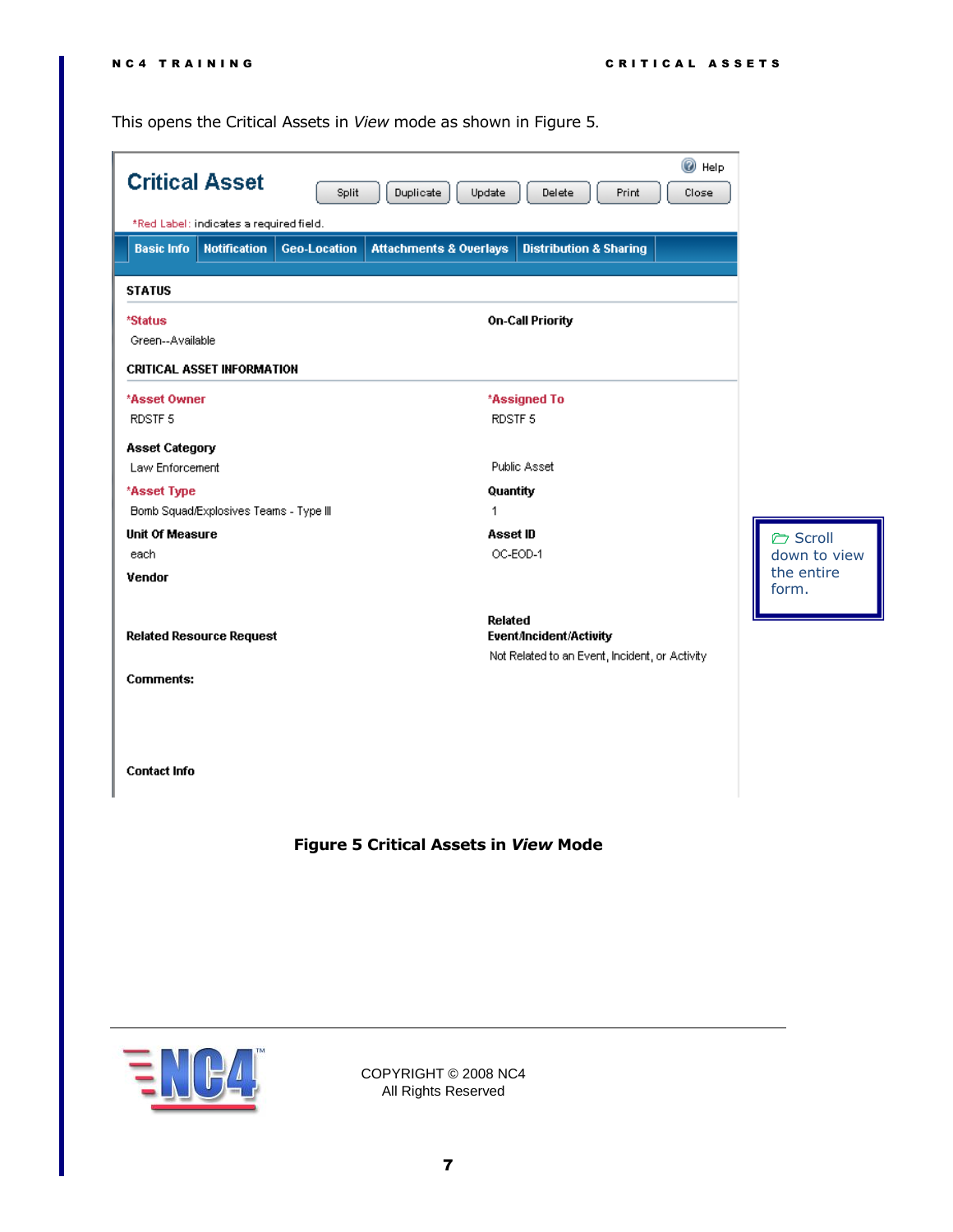This opens the Critical Assets in *View* mode as shown in Figure 5.

**Critical Asset**

Help

Split | Duplicate | Update | Delete | Print | Close

*Red Label: indicates a required field.

Basic Info | Notification | Geo-Location | Attachments & Overlays | Distribution & Sharing

**STATUS**

**\*Status**
Green--Available

**On-Call Priority**

**CRITICAL ASSET INFORMATION**

**\*Asset Owner**
RDSTF 5

**\*Assigned To**
RDSTF 5

**Asset Category**
Law Enforcement

Public Asset

**\*Asset Type**
Bomb Squad/Explosives Teams - Type III

**Quantity**
1

**Unit Of Measure**
each

**Asset ID**
OC-EOD-1

**Vendor**

**Related Resource Request**

**Related Event/Incident/Activity**
Not Related to an Event, Incident, or Activity

**Comments:**

**Contact Info**

Scroll down to view the entire form.

**Figure 5 Critical Assets in *View* Mode**

COPYRIGHT © 2008 NC4
All Rights Reserved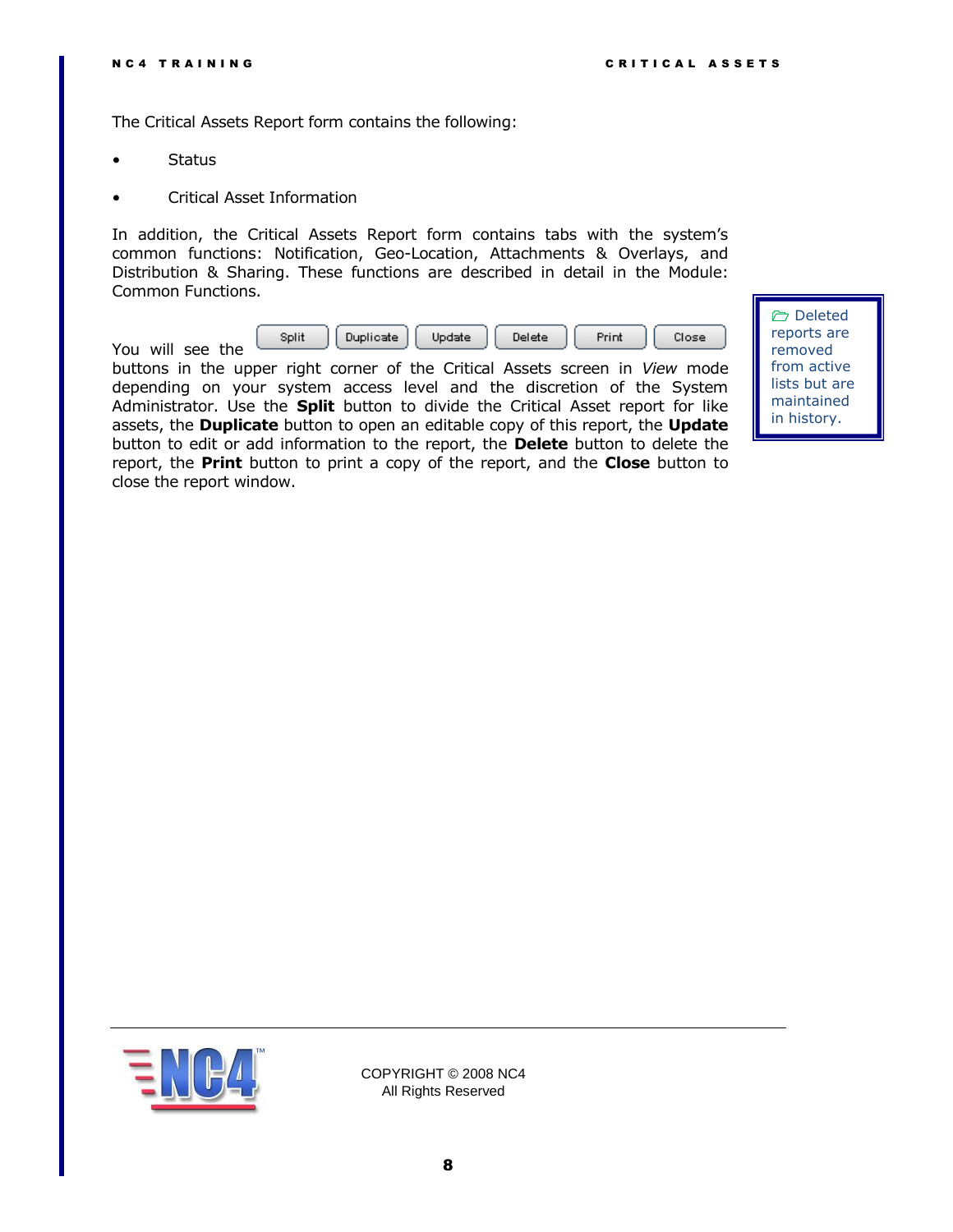The Critical Assets Report form contains the following:

- Status
- Critical Asset Information

In addition, the Critical Assets Report form contains tabs with the system's common functions: Notification, Geo-Location, Attachments & Overlays, and Distribution & Sharing. These functions are described in detail in the Module: Common Functions.

> Deleted reports are removed from active lists but are maintained in history.

You will see the Split Duplicate Update Delete Print Close buttons in the upper right corner of the Critical Assets screen in *View* mode depending on your system access level and the discretion of the System Administrator. Use the **Split** button to divide the Critical Asset report for like assets, the **Duplicate** button to open an editable copy of this report, the **Update** button to edit or add information to the report, the **Delete** button to delete the report, the **Print** button to print a copy of the report, and the **Close** button to close the report window.

COPYRIGHT © 2008 NC4
All Rights Reserved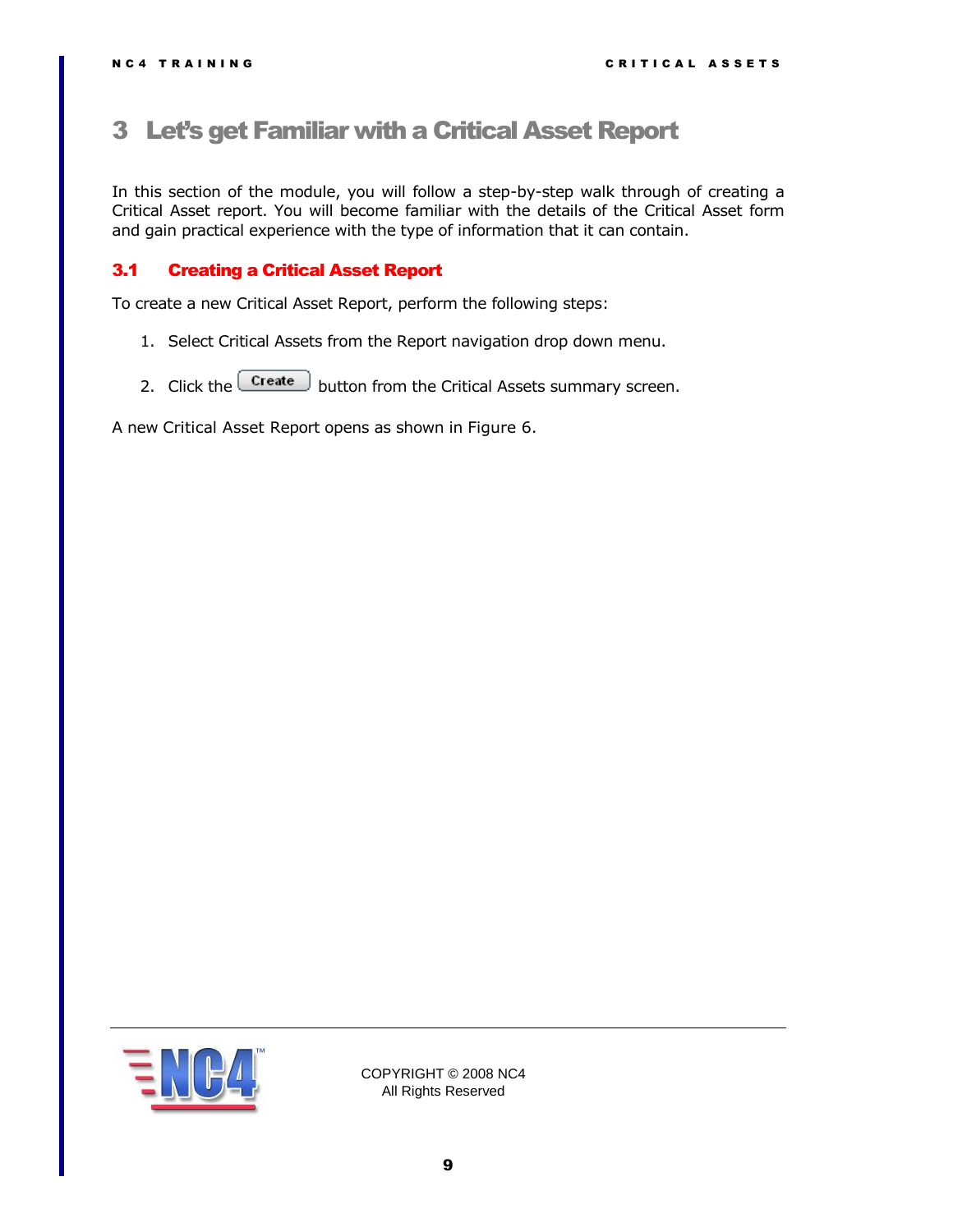# 3 Let's get Familiar with a Critical Asset Report

In this section of the module, you will follow a step-by-step walk through of creating a Critical Asset report. You will become familiar with the details of the Critical Asset form and gain practical experience with the type of information that it can contain.

## 3.1 Creating a Critical Asset Report

To create a new Critical Asset Report, perform the following steps:

1. Select Critical Assets from the Report navigation drop down menu.
2. Click the Create button from the Critical Assets summary screen.

A new Critical Asset Report opens as shown in Figure 6.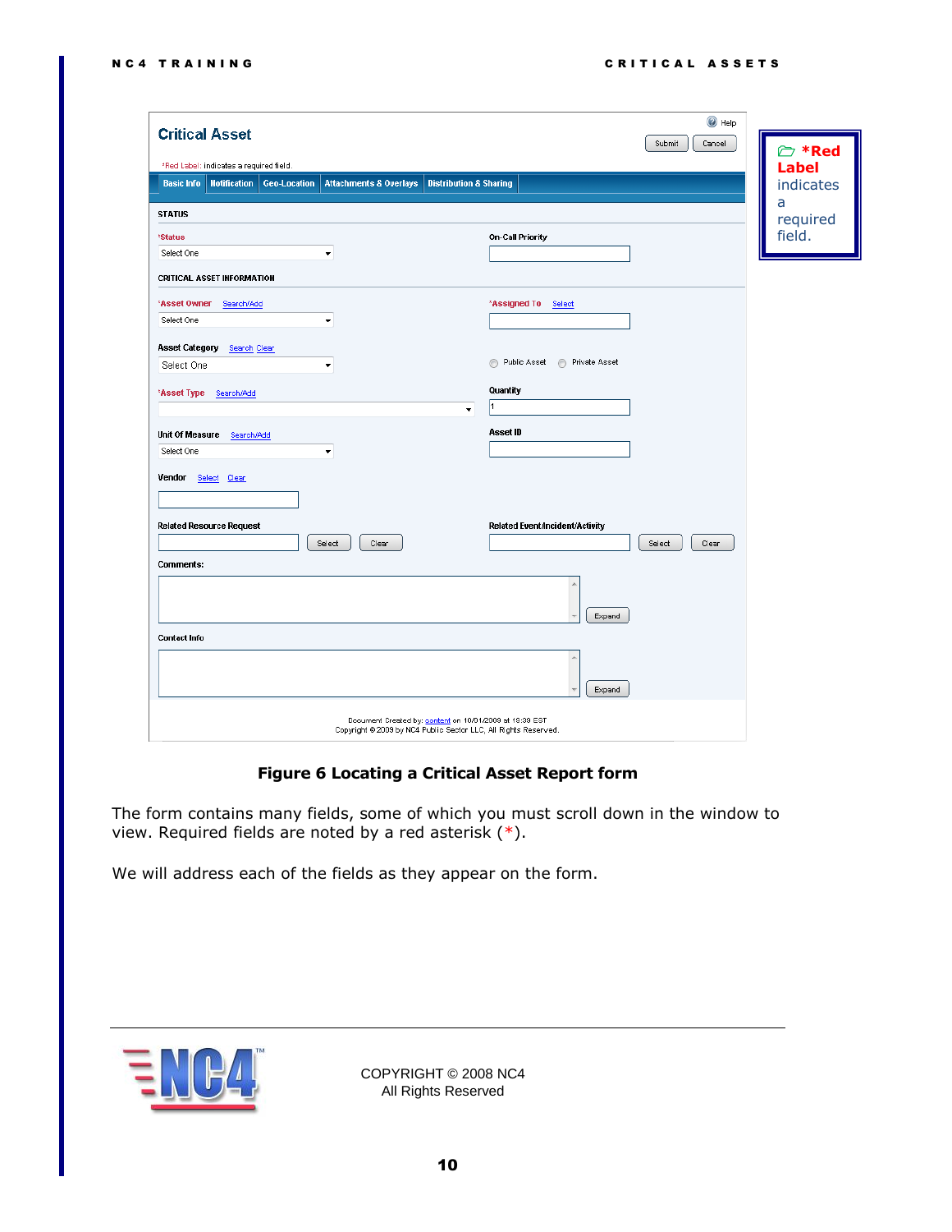**Critical Asset**

*Red Label: indicates a required field.

Help | Submit | Cancel

Basic Info | Notification | Geo-Location | Attachments & Overlays | Distribution & Sharing

STATUS

*Status: Select One

On-Call Priority

CRITICAL ASSET INFORMATION

*Asset Owner Search/Add: Select One

*Assigned To Select

Asset Category Search Clear: Select One

Public Asset | Private Asset

*Asset Type Search/Add

Quantity: 1

Unit Of Measure Search/Add: Select One

Asset ID

Vendor Select Clear

Related Resource Request Select Clear

Related Event/Incident/Activity Select Clear

Comments: Expand

Contact Info Expand

Document Created by: content on 10/01/2009 at 19:39 EST
Copyright © 2009 by NC4 Public Sector LLC, All Rights Reserved.

> *Red Label indicates a required field.

**Figure 6 Locating a Critical Asset Report form**

The form contains many fields, some of which you must scroll down in the window to view. Required fields are noted by a red asterisk (*).

We will address each of the fields as they appear on the form.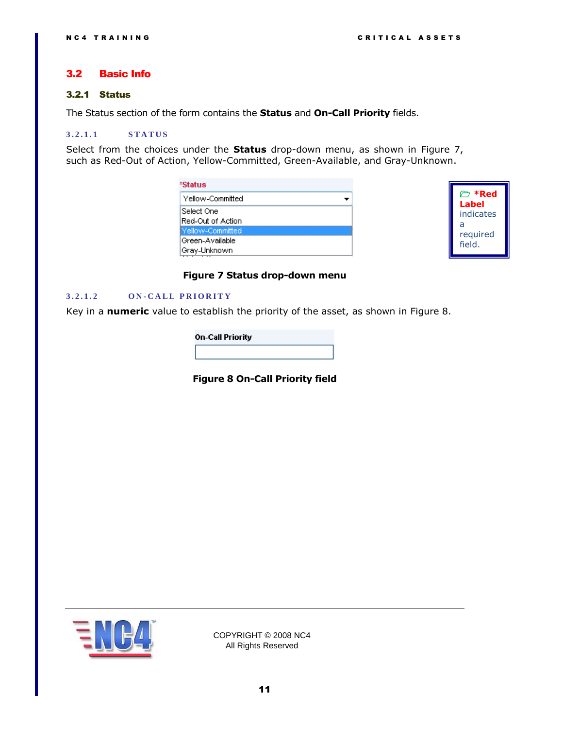## 3.2 Basic Info

### 3.2.1 Status

The Status section of the form contains the **Status** and **On-Call Priority** fields.

#### 3.2.1.1 STATUS

Select from the choices under the **Status** drop-down menu, as shown in Figure 7, such as Red-Out of Action, Yellow-Committed, Green-Available, and Gray-Unknown.

*Red Label indicates a required field.

**Figure 7 Status drop-down menu**

#### 3.2.1.2 ON-CALL PRIORITY

Key in a **numeric** value to establish the priority of the asset, as shown in Figure 8.

**Figure 8 On-Call Priority field**

COPYRIGHT © 2008 NC4
All Rights Reserved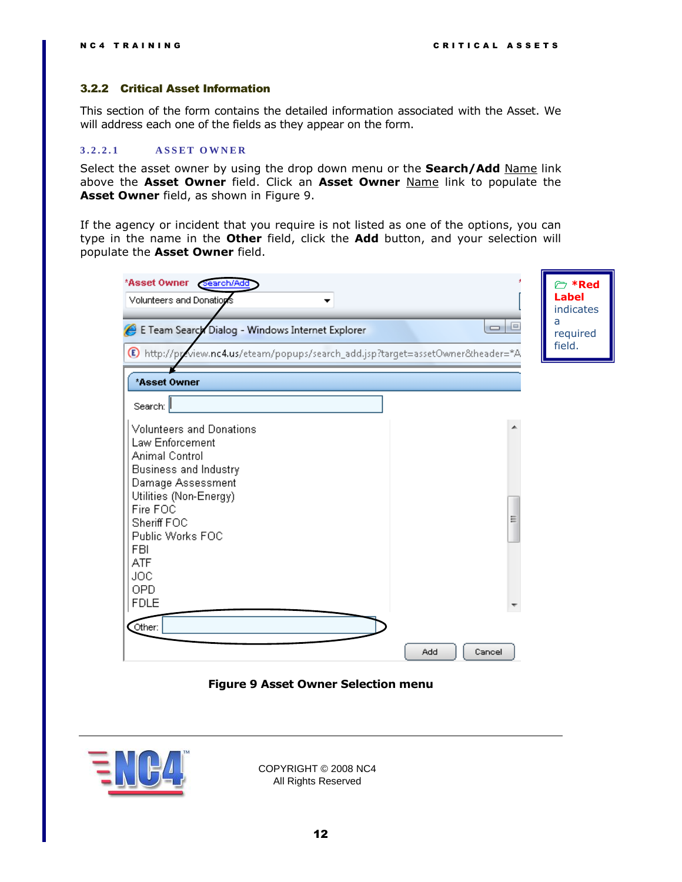### 3.2.2 Critical Asset Information

This section of the form contains the detailed information associated with the Asset. We will address each one of the fields as they appear on the form.

#### 3.2.2.1 ASSET OWNER

Select the asset owner by using the drop down menu or the **Search/Add** Name link above the **Asset Owner** field. Click an **Asset Owner** Name link to populate the **Asset Owner** field, as shown in Figure 9.

If the agency or incident that you require is not listed as one of the options, you can type in the name in the **Other** field, click the **Add** button, and your selection will populate the **Asset Owner** field.

**\*Red Label** indicates a required field.

**Figure 9 Asset Owner Selection menu**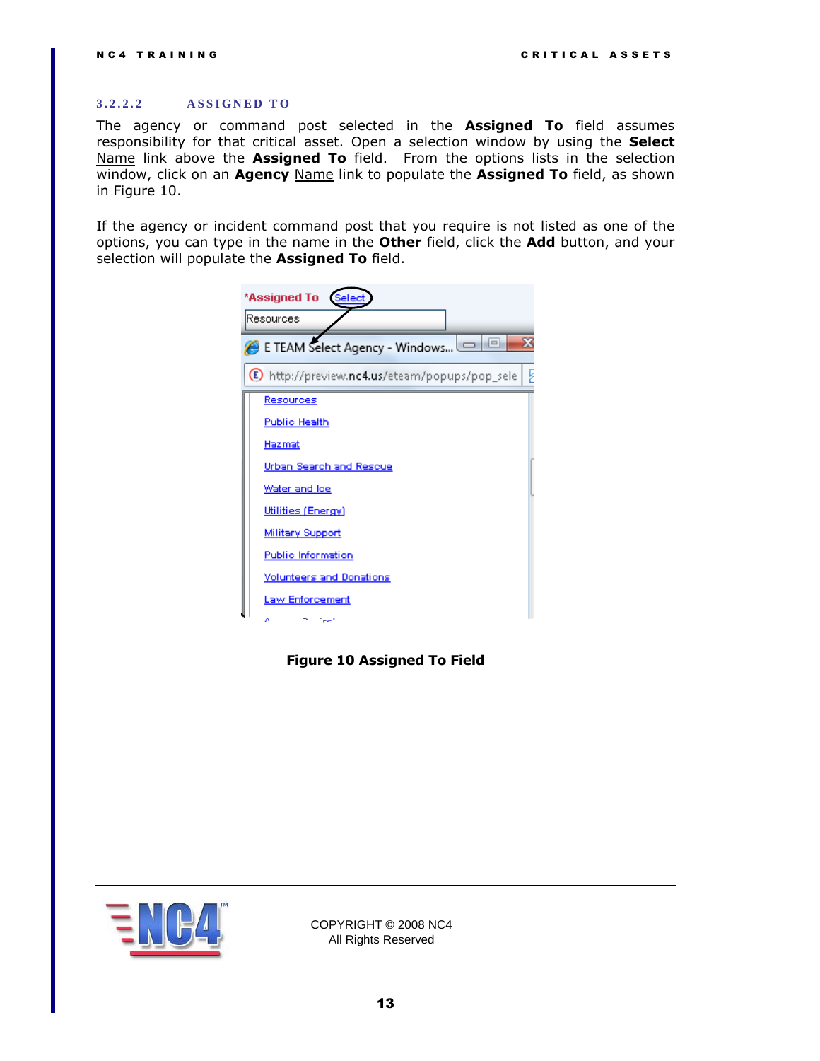### 3.2.2.2 ASSIGNED TO

The agency or command post selected in the **Assigned To** field assumes responsibility for that critical asset. Open a selection window by using the **Select** Name link above the **Assigned To** field. From the options lists in the selection window, click on an **Agency** Name link to populate the **Assigned To** field, as shown in Figure 10.

If the agency or incident command post that you require is not listed as one of the options, you can type in the name in the **Other** field, click the **Add** button, and your selection will populate the **Assigned To** field.

**Figure 10 Assigned To Field**

COPYRIGHT © 2008 NC4
All Rights Reserved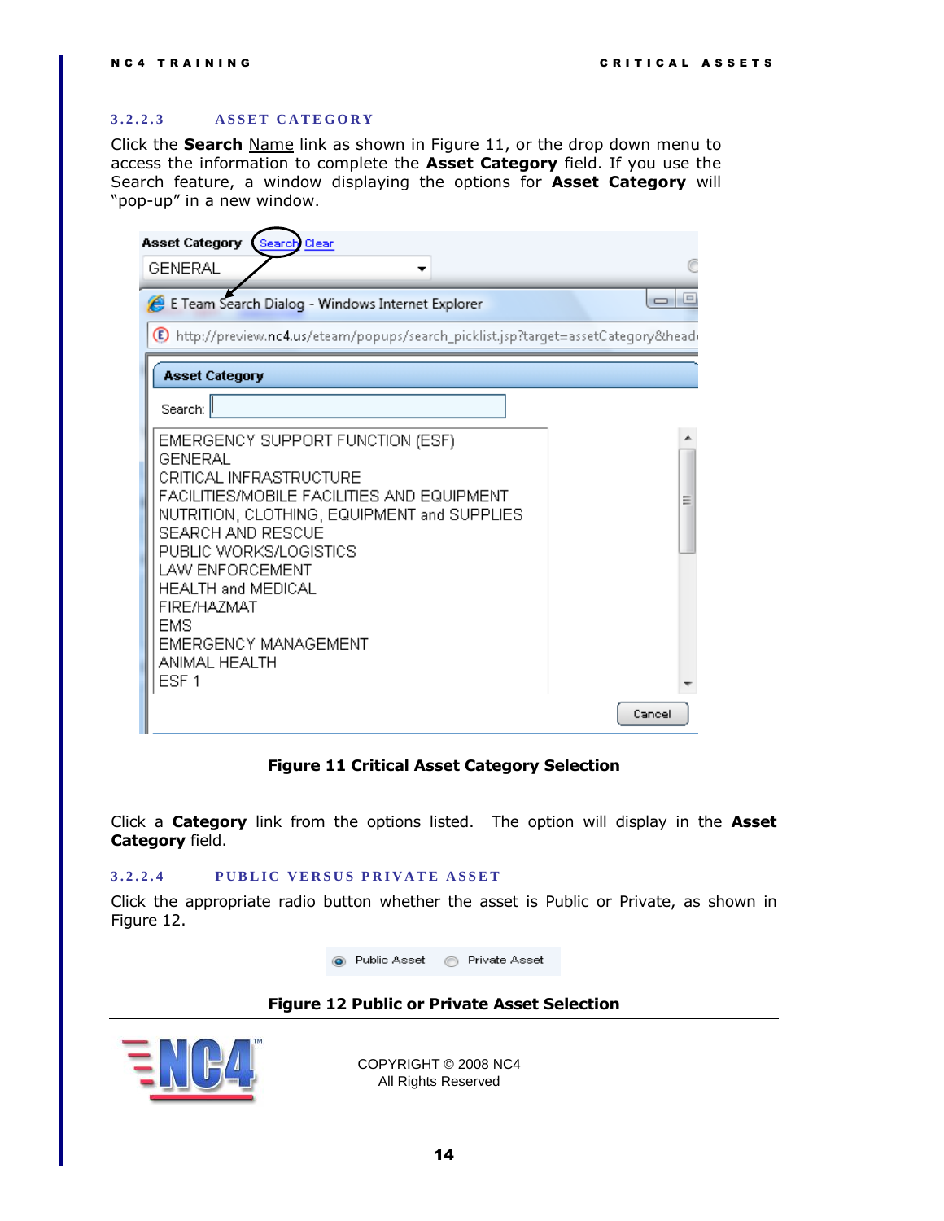### 3.2.2.3 ASSET CATEGORY

Click the **Search** Name link as shown in Figure 11, or the drop down menu to access the information to complete the **Asset Category** field. If you use the Search feature, a window displaying the options for **Asset Category** will "pop-up" in a new window.

**Figure 11 Critical Asset Category Selection**

Click a **Category** link from the options listed. The option will display in the **Asset Category** field.

### 3.2.2.4 PUBLIC VERSUS PRIVATE ASSET

Click the appropriate radio button whether the asset is Public or Private, as shown in Figure 12.

**Figure 12 Public or Private Asset Selection**

COPYRIGHT © 2008 NC4
All Rights Reserved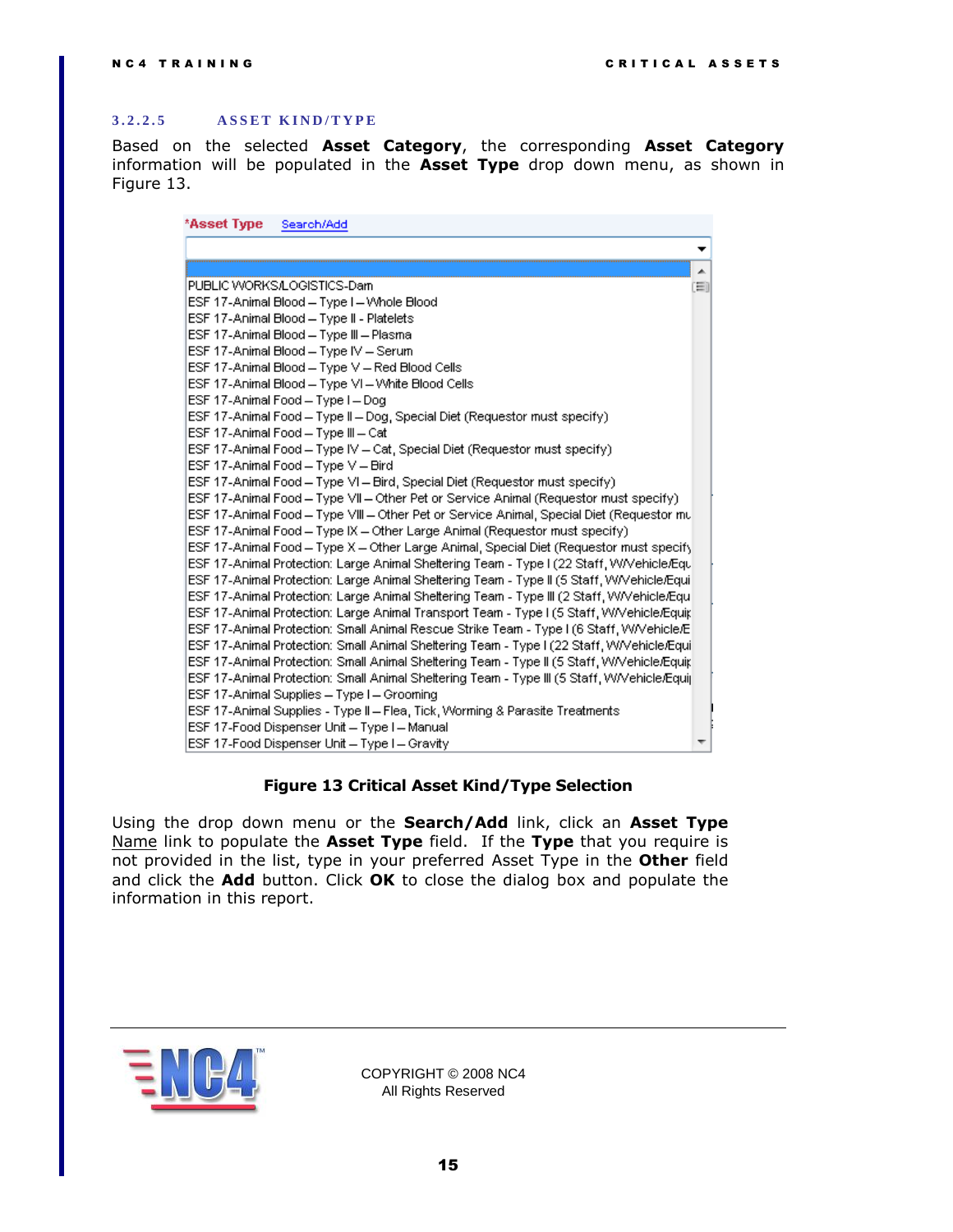### 3.2.2.5 ASSET KIND/TYPE

Based on the selected **Asset Category**, the corresponding **Asset Category** information will be populated in the **Asset Type** drop down menu, as shown in Figure 13.

*Asset Type Search/Add

PUBLIC WORKS/LOGISTICS-Dam
ESF 17-Animal Blood – Type I – Whole Blood
ESF 17-Animal Blood – Type II - Platelets
ESF 17-Animal Blood – Type III – Plasma
ESF 17-Animal Blood – Type IV – Serum
ESF 17-Animal Blood – Type V – Red Blood Cells
ESF 17-Animal Blood – Type VI – White Blood Cells
ESF 17-Animal Food – Type I – Dog
ESF 17-Animal Food – Type II – Dog, Special Diet (Requestor must specify)
ESF 17-Animal Food – Type III – Cat
ESF 17-Animal Food – Type IV – Cat, Special Diet (Requestor must specify)
ESF 17-Animal Food – Type V – Bird
ESF 17-Animal Food – Type VI – Bird, Special Diet (Requestor must specify)
ESF 17-Animal Food – Type VII – Other Pet or Service Animal (Requestor must specify)
ESF 17-Animal Food – Type VIII – Other Pet or Service Animal, Special Diet (Requestor mu
ESF 17-Animal Food – Type IX – Other Large Animal (Requestor must specify)
ESF 17-Animal Food – Type X – Other Large Animal, Special Diet (Requestor must specify
ESF 17-Animal Protection: Large Animal Sheltering Team - Type I (22 Staff, W/Vehicle/Equ
ESF 17-Animal Protection: Large Animal Sheltering Team - Type II (5 Staff, W/Vehicle/Equi
ESF 17-Animal Protection: Large Animal Sheltering Team - Type III (2 Staff, W/Vehicle/Equ
ESF 17-Animal Protection: Large Animal Transport Team - Type I (5 Staff, W/Vehicle/Equip
ESF 17-Animal Protection: Small Animal Rescue Strike Team - Type I (6 Staff, W/Vehicle/E
ESF 17-Animal Protection: Small Animal Sheltering Team - Type I (22 Staff, W/Vehicle/Equi
ESF 17-Animal Protection: Small Animal Sheltering Team - Type II (5 Staff, W/Vehicle/Equip
ESF 17-Animal Protection: Small Animal Sheltering Team - Type III (5 Staff, W/Vehicle/Equi
ESF 17-Animal Supplies – Type I – Grooming
ESF 17-Animal Supplies - Type II – Flea, Tick, Worming & Parasite Treatments
ESF 17-Food Dispenser Unit – Type I – Manual
ESF 17-Food Dispenser Unit – Type I – Gravity

**Figure 13 Critical Asset Kind/Type Selection**

Using the drop down menu or the **Search/Add** link, click an **Asset Type** Name link to populate the **Asset Type** field. If the **Type** that you require is not provided in the list, type in your preferred Asset Type in the **Other** field and click the **Add** button. Click **OK** to close the dialog box and populate the information in this report.

COPYRIGHT © 2008 NC4
All Rights Reserved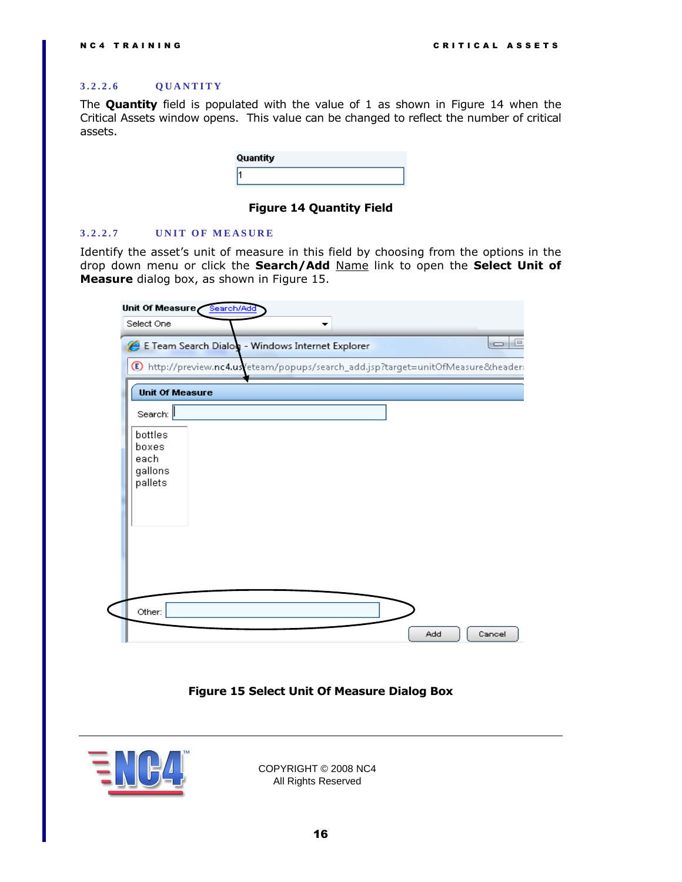### 3.2.2.6 QUANTITY

The **Quantity** field is populated with the value of 1 as shown in Figure 14 when the Critical Assets window opens. This value can be changed to reflect the number of critical assets.

**Figure 14 Quantity Field**

### 3.2.2.7 UNIT OF MEASURE

Identify the asset's unit of measure in this field by choosing from the options in the drop down menu or click the **Search/Add** Name link to open the **Select Unit of Measure** dialog box, as shown in Figure 15.

**Figure 15 Select Unit Of Measure Dialog Box**

COPYRIGHT © 2008 NC4
All Rights Reserved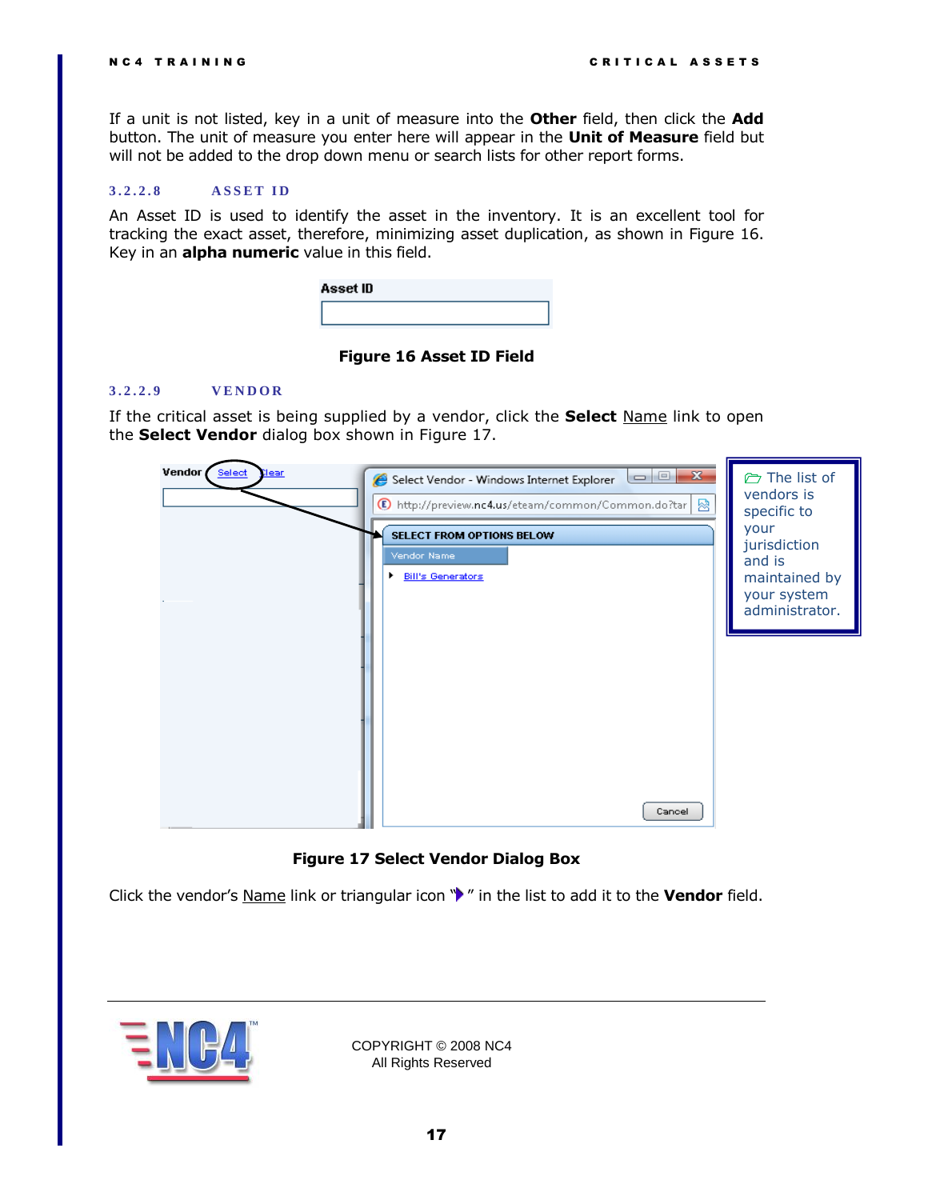If a unit is not listed, key in a unit of measure into the **Other** field, then click the **Add** button. The unit of measure you enter here will appear in the **Unit of Measure** field but will not be added to the drop down menu or search lists for other report forms.

### 3.2.2.8 ASSET ID

An Asset ID is used to identify the asset in the inventory. It is an excellent tool for tracking the exact asset, therefore, minimizing asset duplication, as shown in Figure 16. Key in an **alpha numeric** value in this field.

**Figure 16 Asset ID Field**

### 3.2.2.9 VENDOR

If the critical asset is being supplied by a vendor, click the **Select** Name link to open the **Select Vendor** dialog box shown in Figure 17.

The list of vendors is specific to your jurisdiction and is maintained by your system administrator.

**Figure 17 Select Vendor Dialog Box**

Click the vendor's Name link or triangular icon "▶" in the list to add it to the **Vendor** field.

COPYRIGHT © 2008 NC4
All Rights Reserved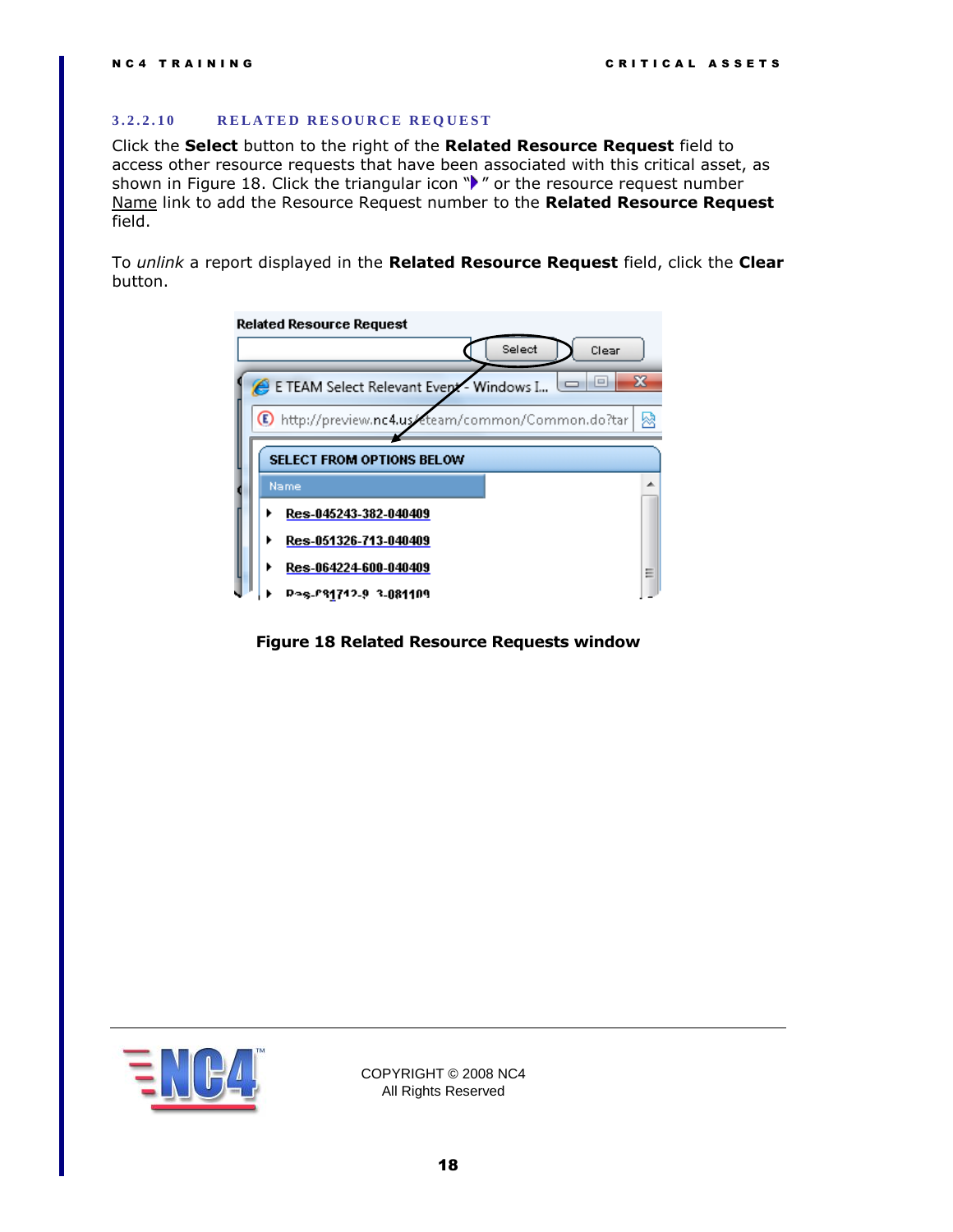### 3.2.2.10 RELATED RESOURCE REQUEST

Click the **Select** button to the right of the **Related Resource Request** field to access other resource requests that have been associated with this critical asset, as shown in Figure 18. Click the triangular icon "▶" or the resource request number Name link to add the Resource Request number to the **Related Resource Request** field.

To *unlink* a report displayed in the **Related Resource Request** field, click the **Clear** button.

**Figure 18 Related Resource Requests window**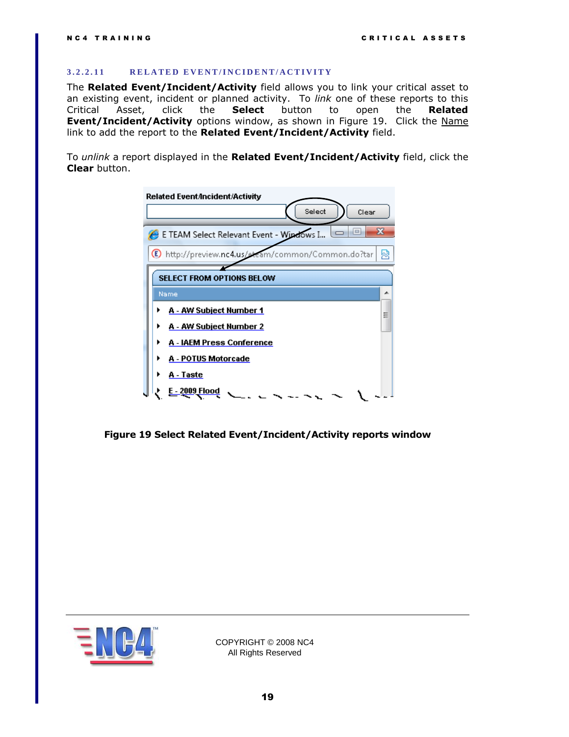### 3.2.2.11 RELATED EVENT/INCIDENT/ACTIVITY

The **Related Event/Incident/Activity** field allows you to link your critical asset to an existing event, incident or planned activity. To *link* one of these reports to this Critical Asset, click the **Select** button to open the **Related Event/Incident/Activity** options window, as shown in Figure 19. Click the Name link to add the report to the **Related Event/Incident/Activity** field.

To *unlink* a report displayed in the **Related Event/Incident/Activity** field, click the **Clear** button.

**Figure 19 Select Related Event/Incident/Activity reports window**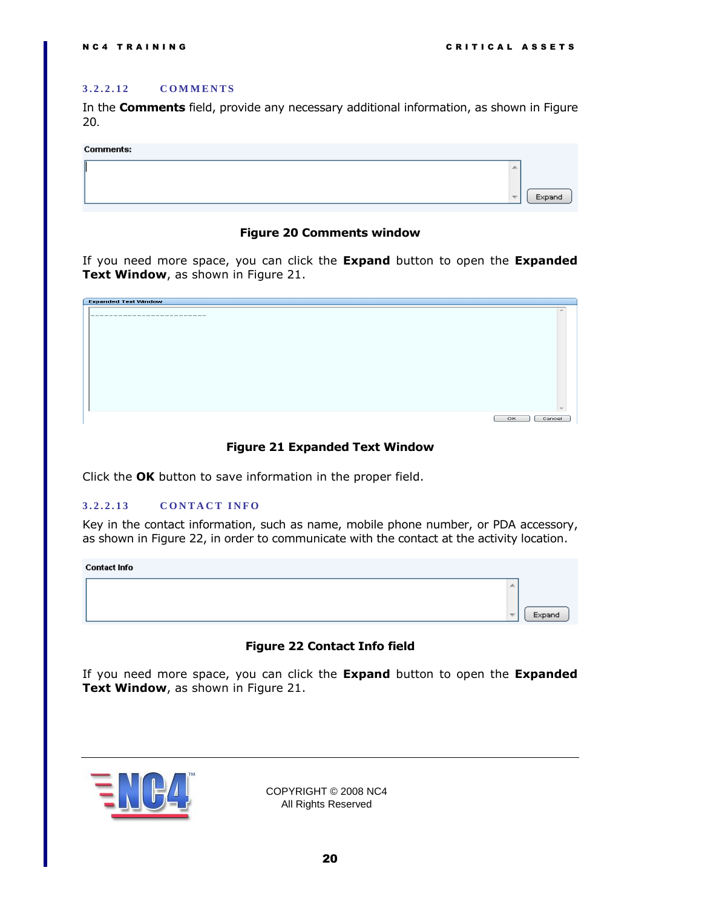### 3.2.2.12 COMMENTS

In the **Comments** field, provide any necessary additional information, as shown in Figure 20.

**Figure 20 Comments window**

If you need more space, you can click the **Expand** button to open the **Expanded Text Window**, as shown in Figure 21.

**Figure 21 Expanded Text Window**

Click the **OK** button to save information in the proper field.

### 3.2.2.13 CONTACT INFO

Key in the contact information, such as name, mobile phone number, or PDA accessory, as shown in Figure 22, in order to communicate with the contact at the activity location.

**Figure 22 Contact Info field**

If you need more space, you can click the **Expand** button to open the **Expanded Text Window**, as shown in Figure 21.

COPYRIGHT © 2008 NC4
All Rights Reserved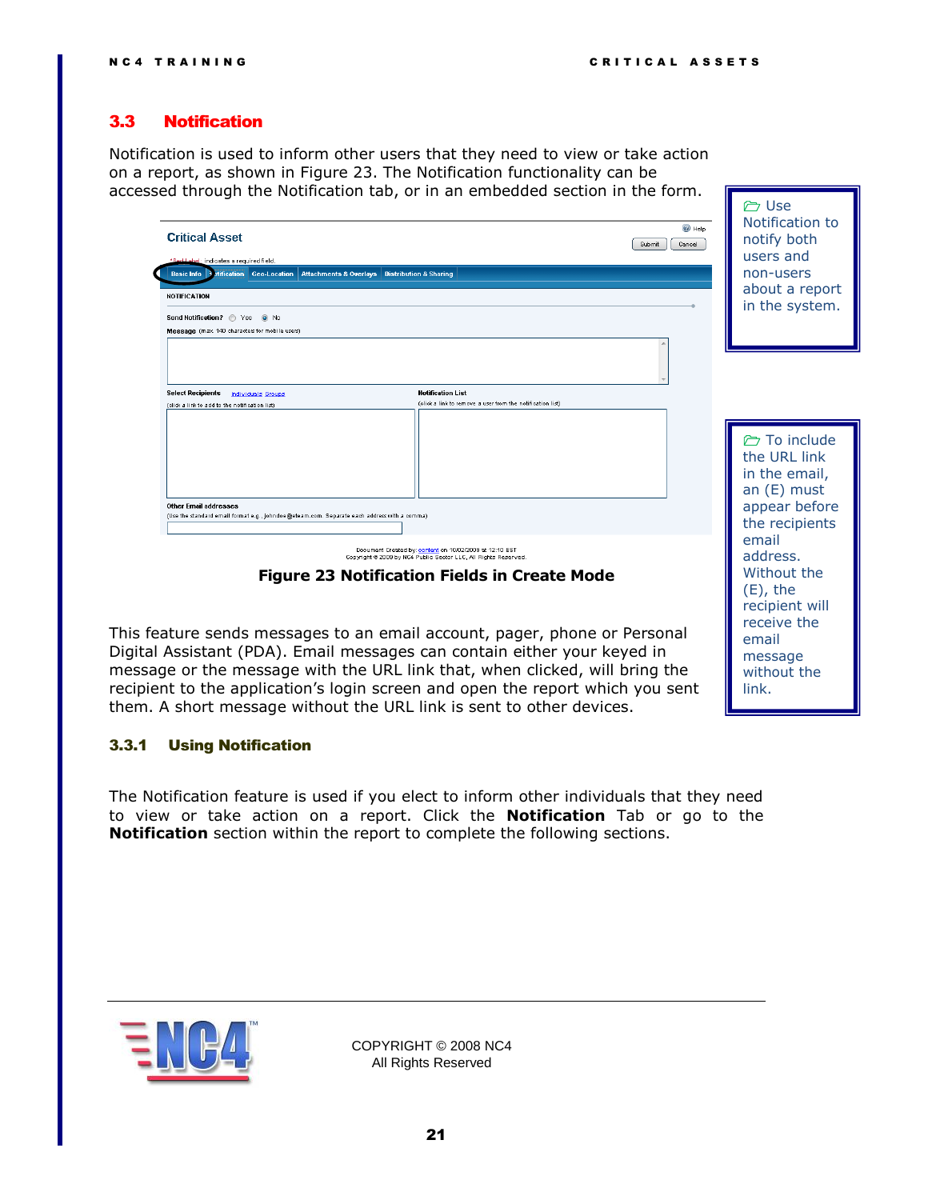## 3.3 Notification

Notification is used to inform other users that they need to view or take action on a report, as shown in Figure 23. The Notification functionality can be accessed through the Notification tab, or in an embedded section in the form.

> 🗁 Use Notification to notify both users and non-users about a report in the system.

**Figure 23 Notification Fields in Create Mode**

> 🗁 To include the URL link in the email, an (E) must appear before the recipients email address. Without the (E), the recipient will receive the email message without the link.

This feature sends messages to an email account, pager, phone or Personal Digital Assistant (PDA). Email messages can contain either your keyed in message or the message with the URL link that, when clicked, will bring the recipient to the application's login screen and open the report which you sent them. A short message without the URL link is sent to other devices.

### 3.3.1 Using Notification

The Notification feature is used if you elect to inform other individuals that they need to view or take action on a report. Click the **Notification** Tab or go to the **Notification** section within the report to complete the following sections.

COPYRIGHT © 2008 NC4
All Rights Reserved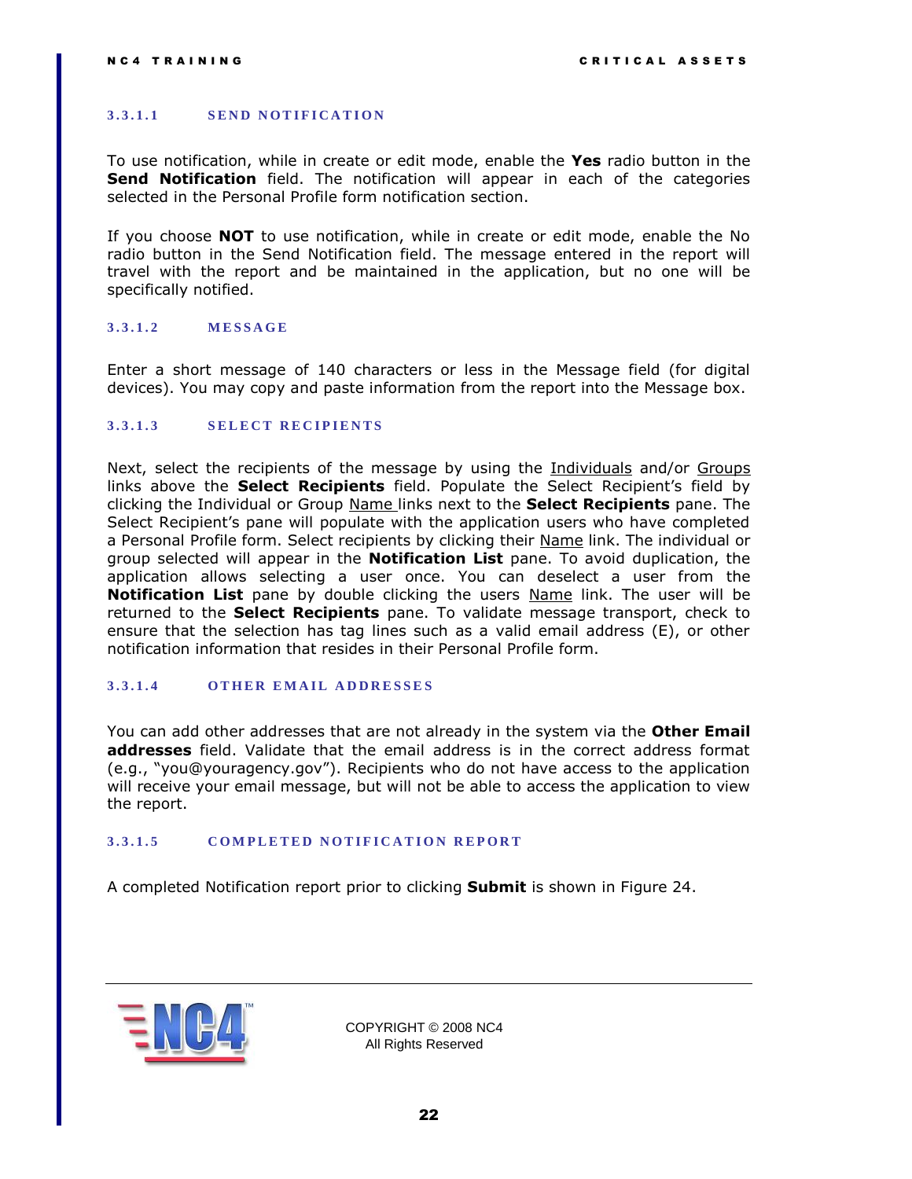#### 3.3.1.1 SEND NOTIFICATION

To use notification, while in create or edit mode, enable the **Yes** radio button in the **Send Notification** field. The notification will appear in each of the categories selected in the Personal Profile form notification section.

If you choose **NOT** to use notification, while in create or edit mode, enable the No radio button in the Send Notification field. The message entered in the report will travel with the report and be maintained in the application, but no one will be specifically notified.

#### 3.3.1.2 MESSAGE

Enter a short message of 140 characters or less in the Message field (for digital devices). You may copy and paste information from the report into the Message box.

#### 3.3.1.3 SELECT RECIPIENTS

Next, select the recipients of the message by using the Individuals and/or Groups links above the **Select Recipients** field. Populate the Select Recipient's field by clicking the Individual or Group Name links next to the **Select Recipients** pane. The Select Recipient's pane will populate with the application users who have completed a Personal Profile form. Select recipients by clicking their Name link. The individual or group selected will appear in the **Notification List** pane. To avoid duplication, the application allows selecting a user once. You can deselect a user from the **Notification List** pane by double clicking the users Name link. The user will be returned to the **Select Recipients** pane. To validate message transport, check to ensure that the selection has tag lines such as a valid email address (E), or other notification information that resides in their Personal Profile form.

#### 3.3.1.4 OTHER EMAIL ADDRESSES

You can add other addresses that are not already in the system via the **Other Email addresses** field. Validate that the email address is in the correct address format (e.g., "you@youragency.gov"). Recipients who do not have access to the application will receive your email message, but will not be able to access the application to view the report.

#### 3.3.1.5 COMPLETED NOTIFICATION REPORT

A completed Notification report prior to clicking **Submit** is shown in Figure 24.

COPYRIGHT © 2008 NC4
All Rights Reserved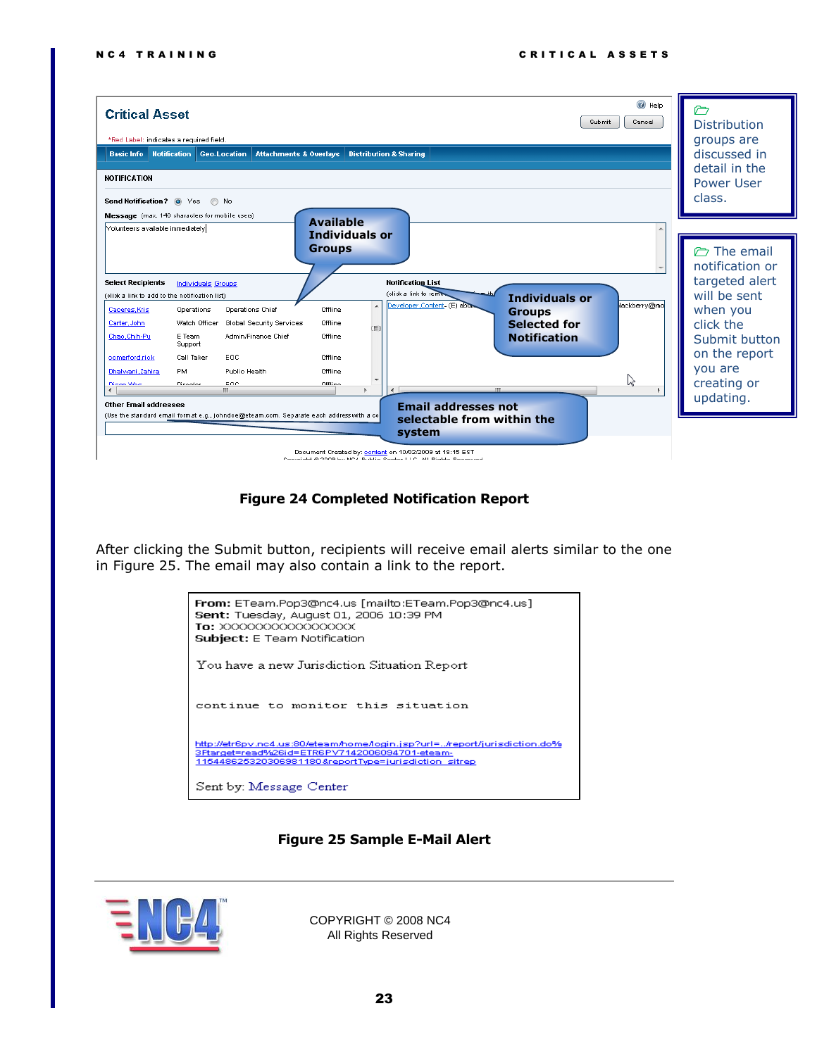> Distribution groups are discussed in detail in the Power User class.

> The email notification or targeted alert will be sent when you click the Submit button on the report you are creating or updating.

**Figure 24 Completed Notification Report**

After clicking the Submit button, recipients will receive email alerts similar to the one in Figure 25. The email may also contain a link to the report.

**From:** ETeam.Pop3@nc4.us [mailto:ETeam.Pop3@nc4.us]
**Sent:** Tuesday, August 01, 2006 10:39 PM
**To:** XXXXXXXXXXXXXXXXXX
**Subject:** E Team Notification

You have a new Jurisdiction Situation Report

continue to monitor this situation

http://etr6pv.nc4.us:80/eteam/home/login.jsp?url=../report/jurisdiction.do%3Ftarget=read%26id=ETR6PV7142006094701-eteam-1154486253203069811808reportType=jurisdiction_sitrep

Sent by: Message Center

**Figure 25 Sample E-Mail Alert**

COPYRIGHT © 2008 NC4
All Rights Reserved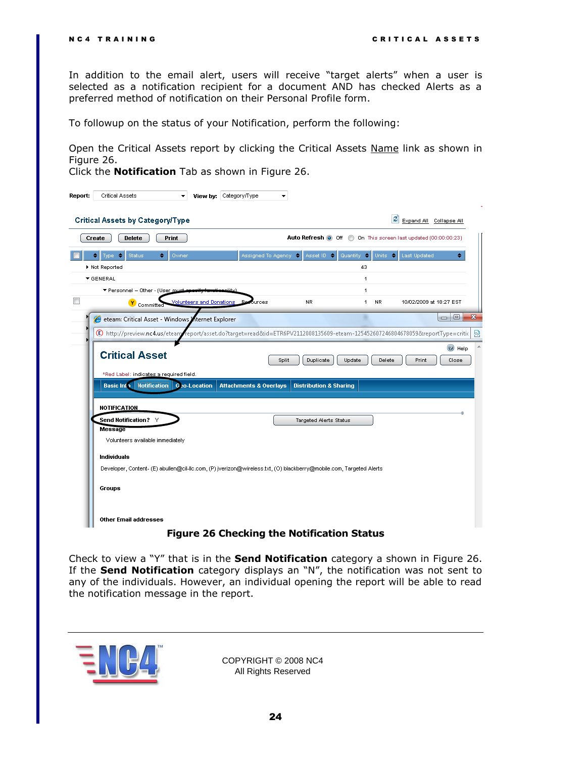In addition to the email alert, users will receive “target alerts” when a user is selected as a notification recipient for a document AND has checked Alerts as a preferred method of notification on their Personal Profile form.

To followup on the status of your Notification, perform the following:

Open the Critical Assets report by clicking the Critical Assets Name link as shown in Figure 26.
Click the **Notification** Tab as shown in Figure 26.

**Figure 26 Checking the Notification Status**

Check to view a “Y” that is in the **Send Notification** category a shown in Figure 26. If the **Send Notification** category displays an “N”, the notification was not sent to any of the individuals. However, an individual opening the report will be able to read the notification message in the report.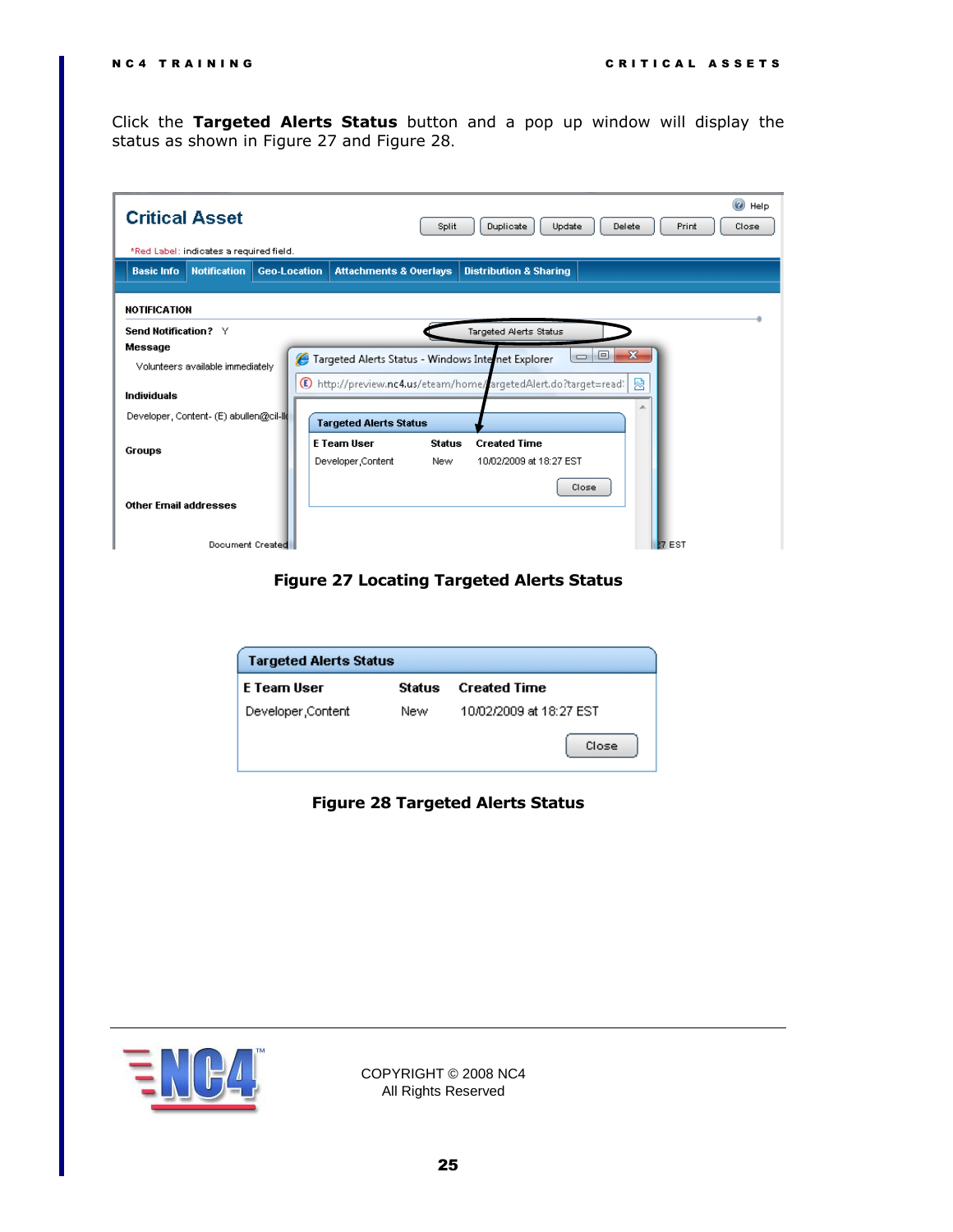Click the **Targeted Alerts Status** button and a pop up window will display the status as shown in Figure 27 and Figure 28.

**Figure 27 Locating Targeted Alerts Status**

**Figure 28 Targeted Alerts Status**

COPYRIGHT © 2008 NC4
All Rights Reserved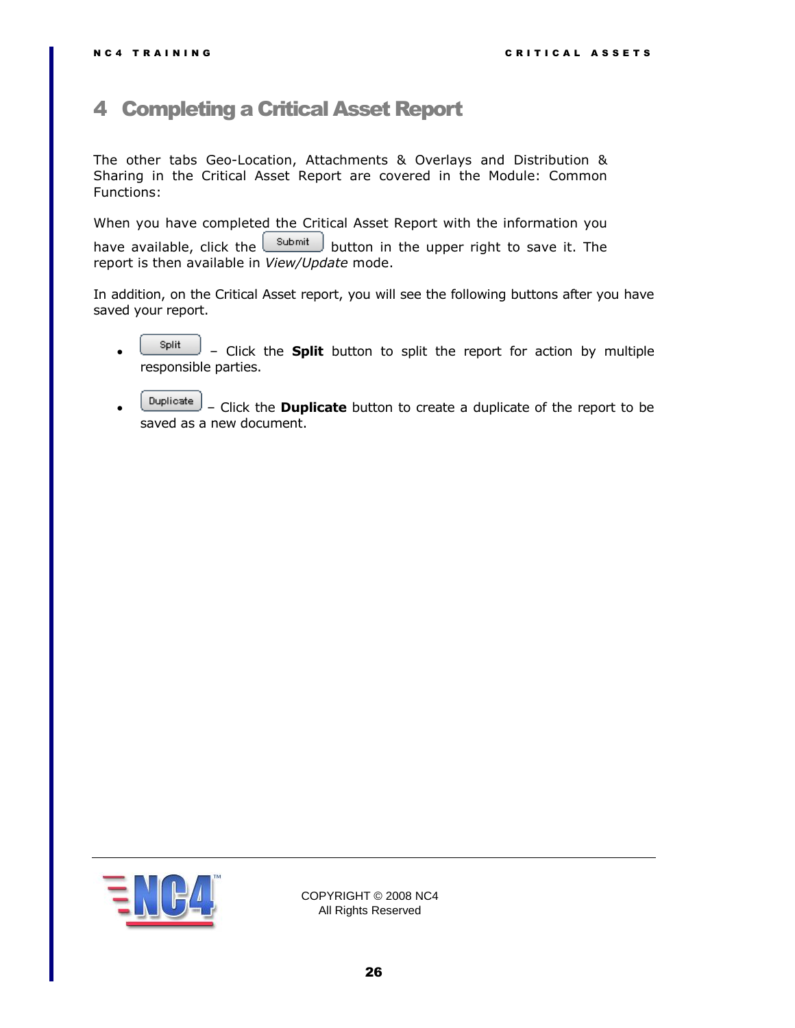# 4 Completing a Critical Asset Report

The other tabs Geo-Location, Attachments & Overlays and Distribution & Sharing in the Critical Asset Report are covered in the Module: Common Functions:

When you have completed the Critical Asset Report with the information you have available, click the Submit button in the upper right to save it. The report is then available in *View/Update* mode.

In addition, on the Critical Asset report, you will see the following buttons after you have saved your report.

- Split – Click the **Split** button to split the report for action by multiple responsible parties.
- Duplicate – Click the **Duplicate** button to create a duplicate of the report to be saved as a new document.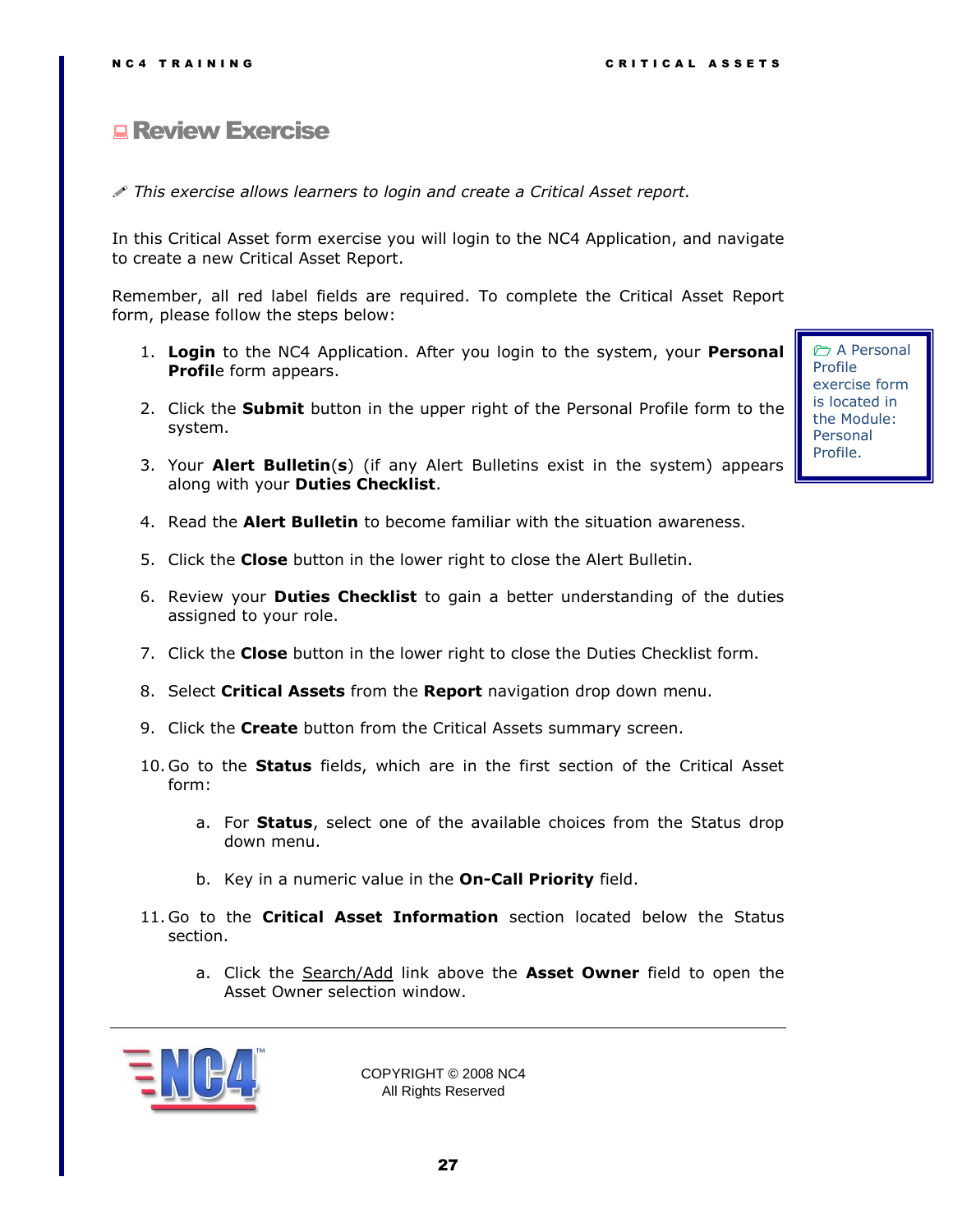## Review Exercise

*This exercise allows learners to login and create a Critical Asset report.*

In this Critical Asset form exercise you will login to the NC4 Application, and navigate to create a new Critical Asset Report.

Remember, all red label fields are required. To complete the Critical Asset Report form, please follow the steps below:

> A Personal Profile exercise form is located in the Module: Personal Profile.

1. **Login** to the NC4 Application. After you login to the system, your **Personal Profil**e form appears.
2. Click the **Submit** button in the upper right of the Personal Profile form to the system.
3. Your **Alert Bulletin**(**s**) (if any Alert Bulletins exist in the system) appears along with your **Duties Checklist**.
4. Read the **Alert Bulletin** to become familiar with the situation awareness.
5. Click the **Close** button in the lower right to close the Alert Bulletin.
6. Review your **Duties Checklist** to gain a better understanding of the duties assigned to your role.
7. Click the **Close** button in the lower right to close the Duties Checklist form.
8. Select **Critical Assets** from the **Report** navigation drop down menu.
9. Click the **Create** button from the Critical Assets summary screen.
10. Go to the **Status** fields, which are in the first section of the Critical Asset form:
    a. For **Status**, select one of the available choices from the Status drop down menu.
    b. Key in a numeric value in the **On-Call Priority** field.
11. Go to the **Critical Asset Information** section located below the Status section.
    a. Click the Search/Add link above the **Asset Owner** field to open the Asset Owner selection window.

COPYRIGHT © 2008 NC4
All Rights Reserved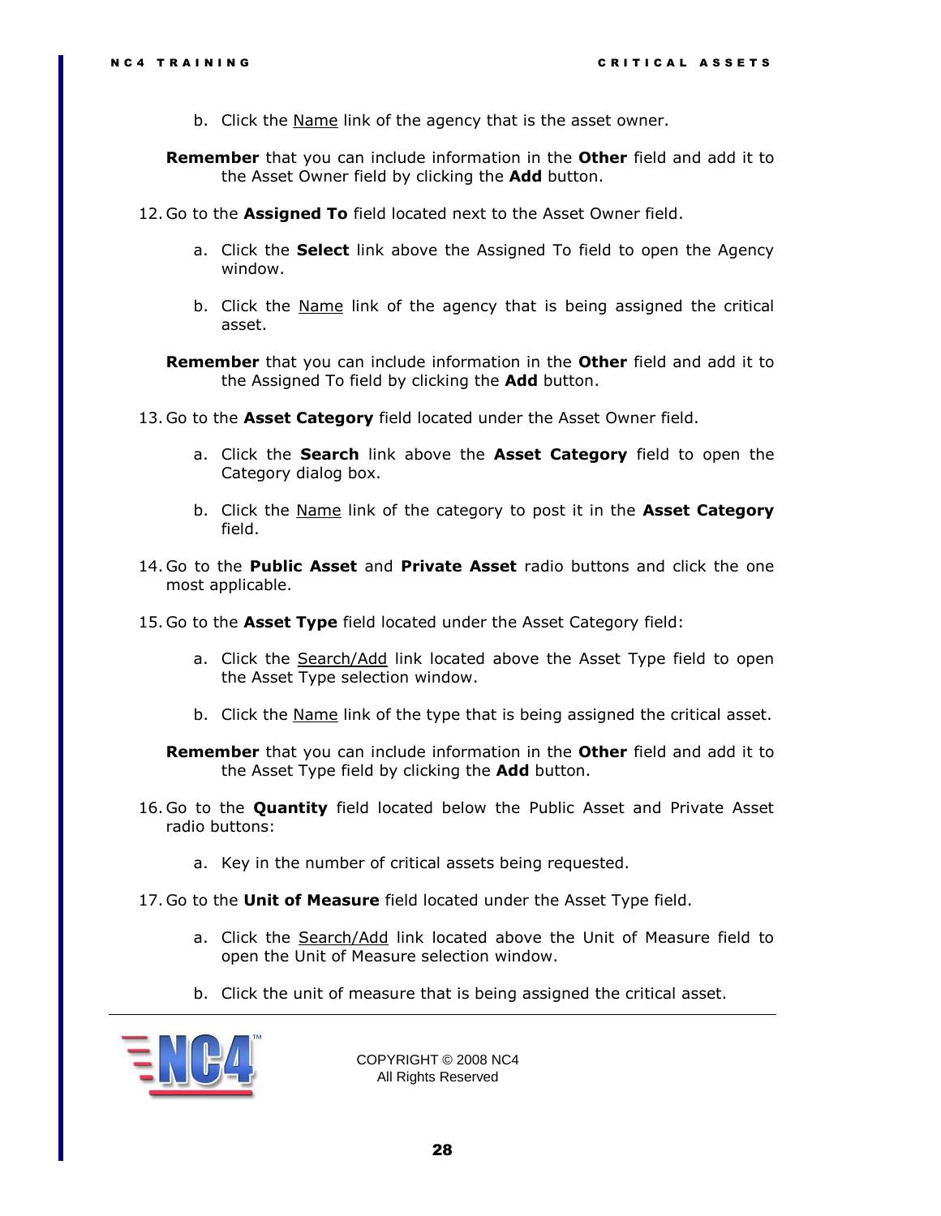b. Click the <u>Name</u> link of the agency that is the asset owner.

**Remember** that you can include information in the **Other** field and add it to the Asset Owner field by clicking the **Add** button.

12. Go to the **Assigned To** field located next to the Asset Owner field.

   a. Click the **Select** link above the Assigned To field to open the Agency window.

   b. Click the <u>Name</u> link of the agency that is being assigned the critical asset.

**Remember** that you can include information in the **Other** field and add it to the Assigned To field by clicking the **Add** button.

13. Go to the **Asset Category** field located under the Asset Owner field.

   a. Click the **Search** link above the **Asset Category** field to open the Category dialog box.

   b. Click the <u>Name</u> link of the category to post it in the **Asset Category** field.

14. Go to the **Public Asset** and **Private Asset** radio buttons and click the one most applicable.

15. Go to the **Asset Type** field located under the Asset Category field:

   a. Click the <u>Search/Add</u> link located above the Asset Type field to open the Asset Type selection window.

   b. Click the <u>Name</u> link of the type that is being assigned the critical asset.

**Remember** that you can include information in the **Other** field and add it to the Asset Type field by clicking the **Add** button.

16. Go to the **Quantity** field located below the Public Asset and Private Asset radio buttons:

   a. Key in the number of critical assets being requested.

17. Go to the **Unit of Measure** field located under the Asset Type field.

   a. Click the <u>Search/Add</u> link located above the Unit of Measure field to open the Unit of Measure selection window.

   b. Click the unit of measure that is being assigned the critical asset.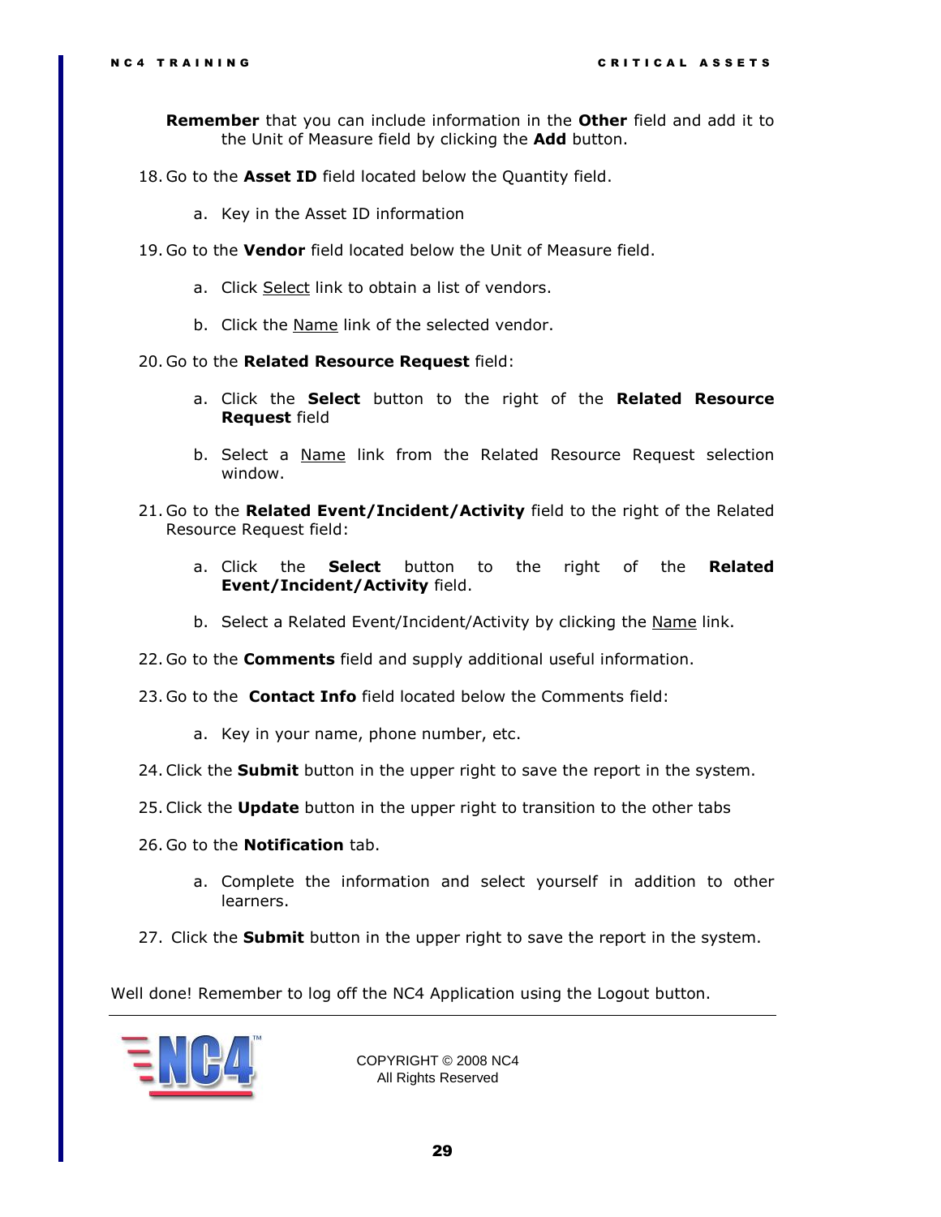**Remember** that you can include information in the **Other** field and add it to the Unit of Measure field by clicking the **Add** button.

18. Go to the **Asset ID** field located below the Quantity field.

    a. Key in the Asset ID information

19. Go to the **Vendor** field located below the Unit of Measure field.

    a. Click Select link to obtain a list of vendors.

    b. Click the Name link of the selected vendor.

20. Go to the **Related Resource Request** field:

    a. Click the **Select** button to the right of the **Related Resource Request** field

    b. Select a Name link from the Related Resource Request selection window.

21. Go to the **Related Event/Incident/Activity** field to the right of the Related Resource Request field:

    a. Click the **Select** button to the right of the **Related Event/Incident/Activity** field.

    b. Select a Related Event/Incident/Activity by clicking the Name link.

22. Go to the **Comments** field and supply additional useful information.

23. Go to the **Contact Info** field located below the Comments field:

    a. Key in your name, phone number, etc.

24. Click the **Submit** button in the upper right to save the report in the system.

25. Click the **Update** button in the upper right to transition to the other tabs

26. Go to the **Notification** tab.

    a. Complete the information and select yourself in addition to other learners.

27. Click the **Submit** button in the upper right to save the report in the system.

Well done! Remember to log off the NC4 Application using the Logout button.

COPYRIGHT © 2008 NC4
All Rights Reserved